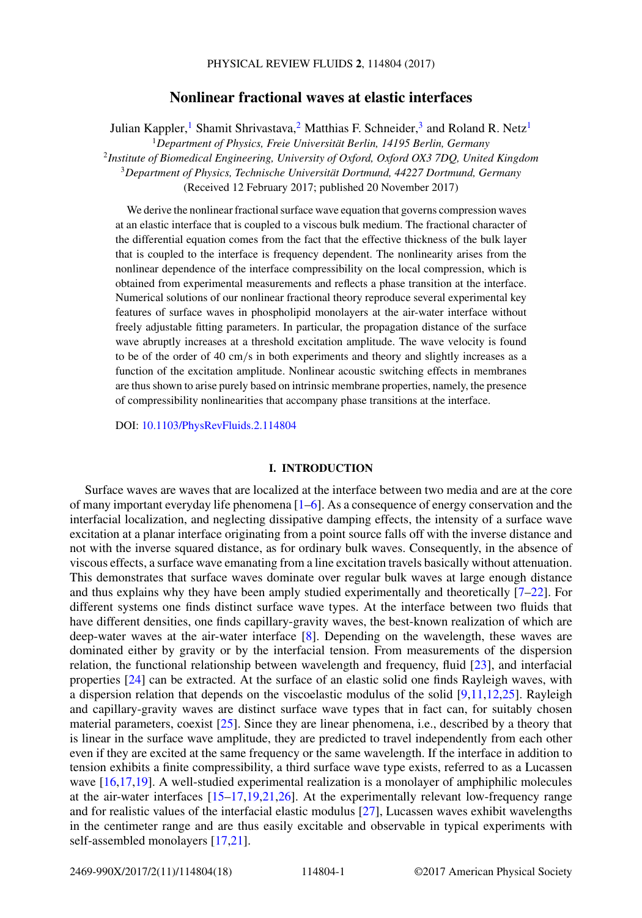# Nonlinear fractional waves at elastic interfaces

Julian Kappler,[1] Shamit Shrivastava,[2] Matthias F. Schneider,[3] and Roland R. Netz[1]

[1]*Department of Physics, Freie Universität Berlin, 14195 Berlin, Germany*

[2]*Institute of Biomedical Engineering, University of Oxford, Oxford OX3 7DQ, United Kingdom*

[3]*Department of Physics, Technische Universität Dortmund, 44227 Dortmund, Germany*

(Received 12 February 2017; published 20 November 2017)

We derive the nonlinear fractional surface wave equation that governs compression waves at an elastic interface that is coupled to a viscous bulk medium. The fractional character of the differential equation comes from the fact that the effective thickness of the bulk layer that is coupled to the interface is frequency dependent. The nonlinearity arises from the nonlinear dependence of the interface compressibility on the local compression, which is obtained from experimental measurements and reflects a phase transition at the interface. Numerical solutions of our nonlinear fractional theory reproduce several experimental key features of surface waves in phospholipid monolayers at the air-water interface without freely adjustable fitting parameters. In particular, the propagation distance of the surface wave abruptly increases at a threshold excitation amplitude. The wave velocity is found to be of the order of 40 cm/s in both experiments and theory and slightly increases as a function of the excitation amplitude. Nonlinear acoustic switching effects in membranes are thus shown to arise purely based on intrinsic membrane properties, namely, the presence of compressibility nonlinearities that accompany phase transitions at the interface.

DOI: 10.1103/PhysRevFluids.2.114804

## I. INTRODUCTION

Surface waves are waves that are localized at the interface between two media and are at the core of many important everyday life phenomena [1–6]. As a consequence of energy conservation and the interfacial localization, and neglecting dissipative damping effects, the intensity of a surface wave excitation at a planar interface originating from a point source falls off with the inverse distance and not with the inverse squared distance, as for ordinary bulk waves. Consequently, in the absence of viscous effects, a surface wave emanating from a line excitation travels basically without attenuation. This demonstrates that surface waves dominate over regular bulk waves at large enough distance and thus explains why they have been amply studied experimentally and theoretically [7–22]. For different systems one finds distinct surface wave types. At the interface between two fluids that have different densities, one finds capillary-gravity waves, the best-known realization of which are deep-water waves at the air-water interface [8]. Depending on the wavelength, these waves are dominated either by gravity or by the interfacial tension. From measurements of the dispersion relation, the functional relationship between wavelength and frequency, fluid [23], and interfacial properties [24] can be extracted. At the surface of an elastic solid one finds Rayleigh waves, with a dispersion relation that depends on the viscoelastic modulus of the solid [9,11,12,25]. Rayleigh and capillary-gravity waves are distinct surface wave types that in fact can, for suitably chosen material parameters, coexist [25]. Since they are linear phenomena, i.e., described by a theory that is linear in the surface wave amplitude, they are predicted to travel independently from each other even if they are excited at the same frequency or the same wavelength. If the interface in addition to tension exhibits a finite compressibility, a third surface wave type exists, referred to as a Lucassen wave [16,17,19]. A well-studied experimental realization is a monolayer of amphiphilic molecules at the air-water interfaces [15–17,19,21,26]. At the experimentally relevant low-frequency range and for realistic values of the interfacial elastic modulus [27], Lucassen waves exhibit wavelengths in the centimeter range and are thus easily excitable and observable in typical experiments with self-assembled monolayers [17,21].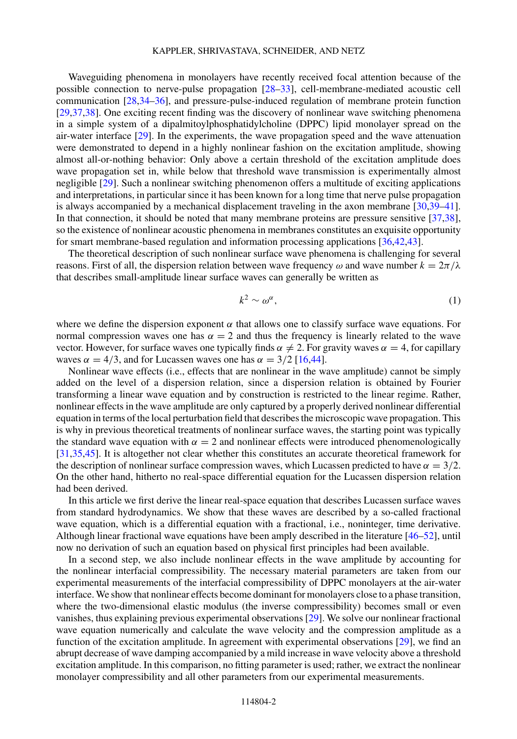Waveguiding phenomena in monolayers have recently received focal attention because of the possible connection to nerve-pulse propagation [28–33], cell-membrane-mediated acoustic cell communication [28,34–36], and pressure-pulse-induced regulation of membrane protein function [29,37,38]. One exciting recent finding was the discovery of nonlinear wave switching phenomena in a simple system of a dipalmitoylphosphatidylcholine (DPPC) lipid monolayer spread on the air-water interface [29]. In the experiments, the wave propagation speed and the wave attenuation were demonstrated to depend in a highly nonlinear fashion on the excitation amplitude, showing almost all-or-nothing behavior: Only above a certain threshold of the excitation amplitude does wave propagation set in, while below that threshold wave transmission is experimentally almost negligible [29]. Such a nonlinear switching phenomenon offers a multitude of exciting applications and interpretations, in particular since it has been known for a long time that nerve pulse propagation is always accompanied by a mechanical displacement traveling in the axon membrane [30,39–41]. In that connection, it should be noted that many membrane proteins are pressure sensitive [37,38], so the existence of nonlinear acoustic phenomena in membranes constitutes an exquisite opportunity for smart membrane-based regulation and information processing applications [36,42,43].

The theoretical description of such nonlinear surface wave phenomena is challenging for several reasons. First of all, the dispersion relation between wave frequency $\omega$ and wave number $k = 2\pi/\lambda$ that describes small-amplitude linear surface waves can generally be written as

$$k^2 \sim \omega^\alpha, \tag{1}$$

where we define the dispersion exponent $\alpha$ that allows one to classify surface wave equations. For normal compression waves one has $\alpha = 2$ and thus the frequency is linearly related to the wave vector. However, for surface waves one typically finds $\alpha \neq 2$. For gravity waves $\alpha = 4$, for capillary waves $\alpha = 4/3$, and for Lucassen waves one has $\alpha = 3/2$ [16,44].

Nonlinear wave effects (i.e., effects that are nonlinear in the wave amplitude) cannot be simply added on the level of a dispersion relation, since a dispersion relation is obtained by Fourier transforming a linear wave equation and by construction is restricted to the linear regime. Rather, nonlinear effects in the wave amplitude are only captured by a properly derived nonlinear differential equation in terms of the local perturbation field that describes the microscopic wave propagation. This is why in previous theoretical treatments of nonlinear surface waves, the starting point was typically the standard wave equation with $\alpha = 2$ and nonlinear effects were introduced phenomenologically [31,35,45]. It is altogether not clear whether this constitutes an accurate theoretical framework for the description of nonlinear surface compression waves, which Lucassen predicted to have $\alpha = 3/2$. On the other hand, hitherto no real-space differential equation for the Lucassen dispersion relation had been derived.

In this article we first derive the linear real-space equation that describes Lucassen surface waves from standard hydrodynamics. We show that these waves are described by a so-called fractional wave equation, which is a differential equation with a fractional, i.e., noninteger, time derivative. Although linear fractional wave equations have been amply described in the literature [46–52], until now no derivation of such an equation based on physical first principles had been available.

In a second step, we also include nonlinear effects in the wave amplitude by accounting for the nonlinear interfacial compressibility. The necessary material parameters are taken from our experimental measurements of the interfacial compressibility of DPPC monolayers at the air-water interface. We show that nonlinear effects become dominant for monolayers close to a phase transition, where the two-dimensional elastic modulus (the inverse compressibility) becomes small or even vanishes, thus explaining previous experimental observations [29]. We solve our nonlinear fractional wave equation numerically and calculate the wave velocity and the compression amplitude as a function of the excitation amplitude. In agreement with experimental observations [29], we find an abrupt decrease of wave damping accompanied by a mild increase in wave velocity above a threshold excitation amplitude. In this comparison, no fitting parameter is used; rather, we extract the nonlinear monolayer compressibility and all other parameters from our experimental measurements.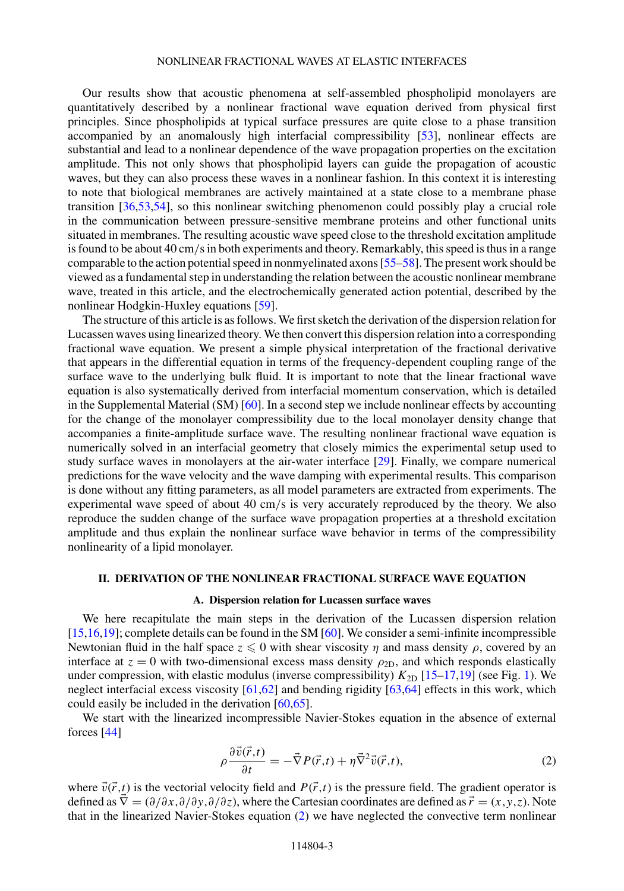Our results show that acoustic phenomena at self-assembled phospholipid monolayers are quantitatively described by a nonlinear fractional wave equation derived from physical first principles. Since phospholipids at typical surface pressures are quite close to a phase transition accompanied by an anomalously high interfacial compressibility [53], nonlinear effects are substantial and lead to a nonlinear dependence of the wave propagation properties on the excitation amplitude. This not only shows that phospholipid layers can guide the propagation of acoustic waves, but they can also process these waves in a nonlinear fashion. In this context it is interesting to note that biological membranes are actively maintained at a state close to a membrane phase transition [36,53,54], so this nonlinear switching phenomenon could possibly play a crucial role in the communication between pressure-sensitive membrane proteins and other functional units situated in membranes. The resulting acoustic wave speed close to the threshold excitation amplitude is found to be about 40 cm/s in both experiments and theory. Remarkably, this speed is thus in a range comparable to the action potential speed in nonmyelinated axons [55–58]. The present work should be viewed as a fundamental step in understanding the relation between the acoustic nonlinear membrane wave, treated in this article, and the electrochemically generated action potential, described by the nonlinear Hodgkin-Huxley equations [59].

The structure of this article is as follows. We first sketch the derivation of the dispersion relation for Lucassen waves using linearized theory. We then convert this dispersion relation into a corresponding fractional wave equation. We present a simple physical interpretation of the fractional derivative that appears in the differential equation in terms of the frequency-dependent coupling range of the surface wave to the underlying bulk fluid. It is important to note that the linear fractional wave equation is also systematically derived from interfacial momentum conservation, which is detailed in the Supplemental Material (SM) [60]. In a second step we include nonlinear effects by accounting for the change of the monolayer compressibility due to the local monolayer density change that accompanies a finite-amplitude surface wave. The resulting nonlinear fractional wave equation is numerically solved in an interfacial geometry that closely mimics the experimental setup used to study surface waves in monolayers at the air-water interface [29]. Finally, we compare numerical predictions for the wave velocity and the wave damping with experimental results. This comparison is done without any fitting parameters, as all model parameters are extracted from experiments. The experimental wave speed of about 40 cm/s is very accurately reproduced by the theory. We also reproduce the sudden change of the surface wave propagation properties at a threshold excitation amplitude and thus explain the nonlinear surface wave behavior in terms of the compressibility nonlinearity of a lipid monolayer.

## II. DERIVATION OF THE NONLINEAR FRACTIONAL SURFACE WAVE EQUATION

### A. Dispersion relation for Lucassen surface waves

We here recapitulate the main steps in the derivation of the Lucassen dispersion relation [15,16,19]; complete details can be found in the SM [60]. We consider a semi-infinite incompressible Newtonian fluid in the half space $z \leqslant 0$ with shear viscosity $\eta$ and mass density $\rho$, covered by an interface at $z = 0$ with two-dimensional excess mass density $\rho_{2D}$, and which responds elastically under compression, with elastic modulus (inverse compressibility) $K_{2D}$ [15–17,19] (see Fig. 1). We neglect interfacial excess viscosity [61,62] and bending rigidity [63,64] effects in this work, which could easily be included in the derivation [60,65].

We start with the linearized incompressible Navier-Stokes equation in the absence of external forces [44]

$$\rho \frac{\partial \vec{v}(\vec{r},t)}{\partial t} = -\vec{\nabla} P(\vec{r},t) + \eta \vec{\nabla}^2 \vec{v}(\vec{r},t), \tag{2}$$

where $\vec{v}(\vec{r},t)$ is the vectorial velocity field and $P(\vec{r},t)$ is the pressure field. The gradient operator is defined as $\vec{\nabla} = (\partial/\partial x, \partial/\partial y, \partial/\partial z)$, where the Cartesian coordinates are defined as $\vec{r} = (x,y,z)$. Note that in the linearized Navier-Stokes equation (2) we have neglected the convective term nonlinear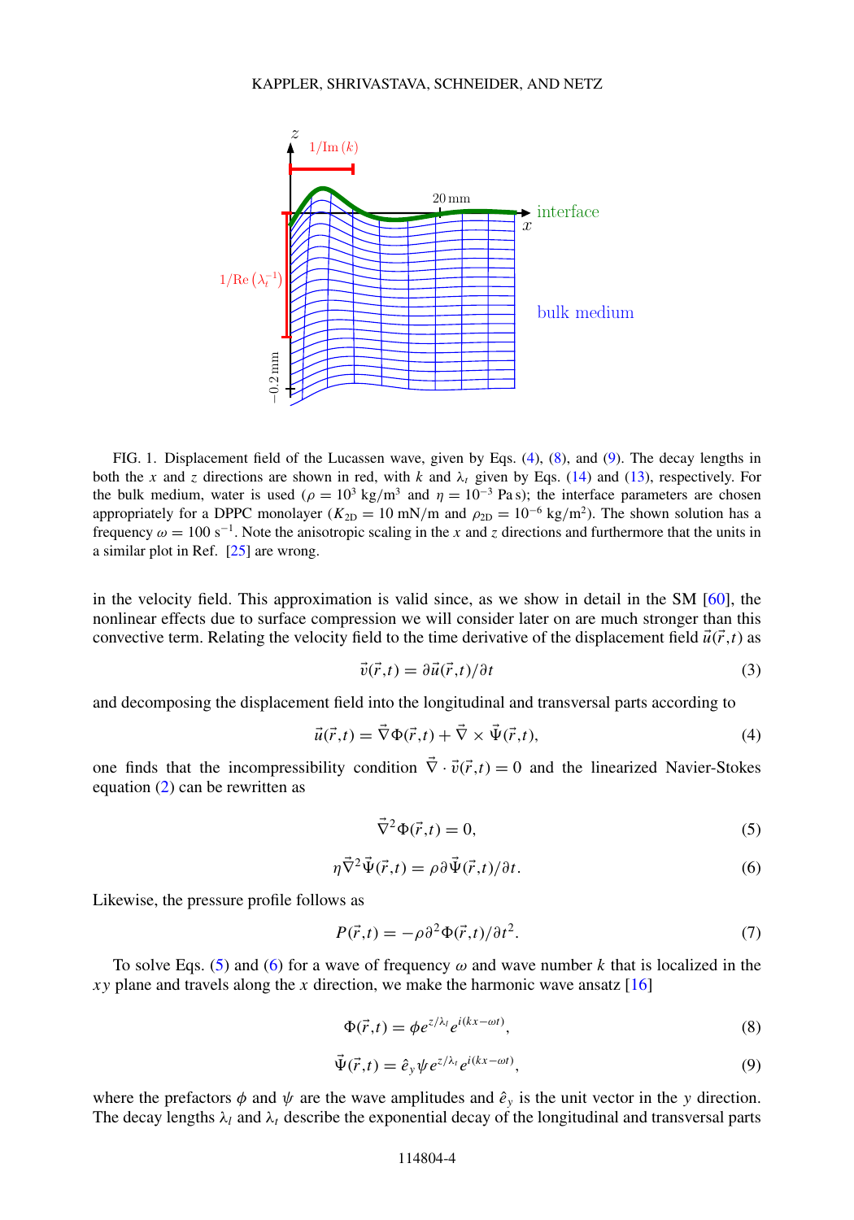FIG. 1. Displacement field of the Lucassen wave, given by Eqs. (4), (8), and (9). The decay lengths in both the $x$ and $z$ directions are shown in red, with $k$ and $\lambda_t$ given by Eqs. (14) and (13), respectively. For the bulk medium, water is used ($\rho = 10^3$ kg/m$^3$ and $\eta = 10^{-3}$ Pa s); the interface parameters are chosen appropriately for a DPPC monolayer ($K_{2D} = 10$ mN/m and $\rho_{2D} = 10^{-6}$ kg/m$^2$). The shown solution has a frequency $\omega = 100$ s$^{-1}$. Note the anisotropic scaling in the $x$ and $z$ directions and furthermore that the units in a similar plot in Ref. [25] are wrong.

in the velocity field. This approximation is valid since, as we show in detail in the SM [60], the nonlinear effects due to surface compression we will consider later on are much stronger than this convective term. Relating the velocity field to the time derivative of the displacement field $\vec{u}(\vec{r},t)$ as

$$\vec{v}(\vec{r},t) = \partial\vec{u}(\vec{r},t)/\partial t \tag{3}$$

and decomposing the displacement field into the longitudinal and transversal parts according to

$$\vec{u}(\vec{r},t) = \vec{\nabla}\Phi(\vec{r},t) + \vec{\nabla} \times \vec{\Psi}(\vec{r},t), \tag{4}$$

one finds that the incompressibility condition $\vec{\nabla} \cdot \vec{v}(\vec{r},t) = 0$ and the linearized Navier-Stokes equation (2) can be rewritten as

$$\vec{\nabla}^2\Phi(\vec{r},t) = 0, \tag{5}$$

$$\eta\vec{\nabla}^2\vec{\Psi}(\vec{r},t) = \rho\partial\vec{\Psi}(\vec{r},t)/\partial t. \tag{6}$$

Likewise, the pressure profile follows as

$$P(\vec{r},t) = -\rho\partial^2\Phi(\vec{r},t)/\partial t^2. \tag{7}$$

To solve Eqs. (5) and (6) for a wave of frequency $\omega$ and wave number $k$ that is localized in the $xy$ plane and travels along the $x$ direction, we make the harmonic wave ansatz [16]

$$\Phi(\vec{r},t) = \phi e^{z/\lambda_l} e^{i(kx-\omega t)}, \tag{8}$$

$$\vec{\Psi}(\vec{r},t) = \hat{e}_y \psi e^{z/\lambda_t} e^{i(kx-\omega t)}, \tag{9}$$

where the prefactors $\phi$ and $\psi$ are the wave amplitudes and $\hat{e}_y$ is the unit vector in the $y$ direction. The decay lengths $\lambda_l$ and $\lambda_t$ describe the exponential decay of the longitudinal and transversal parts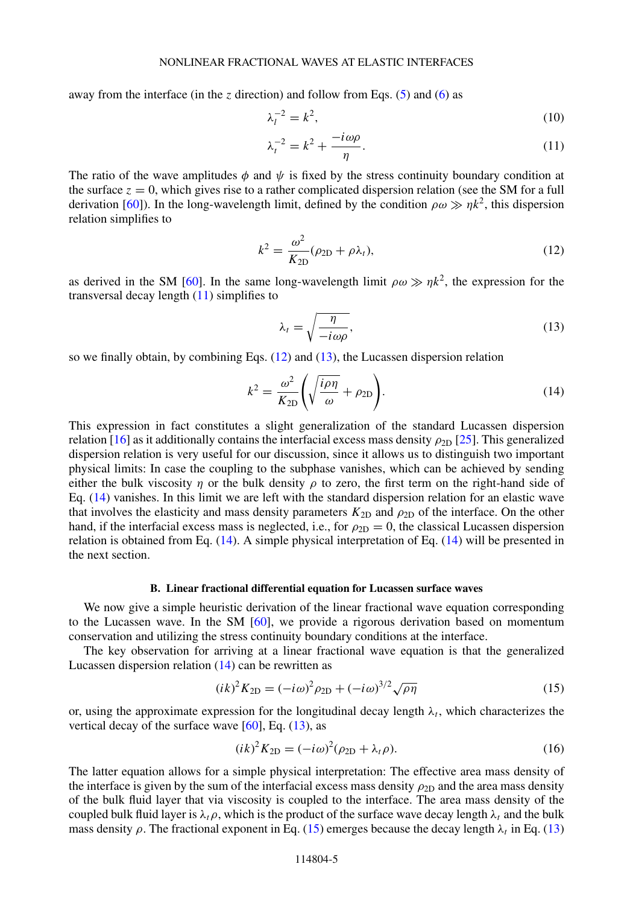away from the interface (in the $z$ direction) and follow from Eqs. (5) and (6) as

$$\lambda_l^{-2} = k^2, \tag{10}$$

$$\lambda_t^{-2} = k^2 + \frac{-i\omega\rho}{\eta}. \tag{11}$$

The ratio of the wave amplitudes $\phi$ and $\psi$ is fixed by the stress continuity boundary condition at the surface $z = 0$, which gives rise to a rather complicated dispersion relation (see the SM for a full derivation [60]). In the long-wavelength limit, defined by the condition $\rho\omega \gg \eta k^2$, this dispersion relation simplifies to

$$k^2 = \frac{\omega^2}{K_{2D}}(\rho_{2D} + \rho\lambda_t), \tag{12}$$

as derived in the SM [60]. In the same long-wavelength limit $\rho\omega \gg \eta k^2$, the expression for the transversal decay length (11) simplifies to

$$\lambda_t = \sqrt{\frac{\eta}{-i\omega\rho}}, \tag{13}$$

so we finally obtain, by combining Eqs. (12) and (13), the Lucassen dispersion relation

$$k^2 = \frac{\omega^2}{K_{2D}}\left(\sqrt{\frac{i\rho\eta}{\omega}} + \rho_{2D}\right). \tag{14}$$

This expression in fact constitutes a slight generalization of the standard Lucassen dispersion relation [16] as it additionally contains the interfacial excess mass density $\rho_{2D}$ [25]. This generalized dispersion relation is very useful for our discussion, since it allows us to distinguish two important physical limits: In case the coupling to the subphase vanishes, which can be achieved by sending either the bulk viscosity $\eta$ or the bulk density $\rho$ to zero, the first term on the right-hand side of Eq. (14) vanishes. In this limit we are left with the standard dispersion relation for an elastic wave that involves the elasticity and mass density parameters $K_{2D}$ and $\rho_{2D}$ of the interface. On the other hand, if the interfacial excess mass is neglected, i.e., for $\rho_{2D} = 0$, the classical Lucassen dispersion relation is obtained from Eq. (14). A simple physical interpretation of Eq. (14) will be presented in the next section.

### B. Linear fractional differential equation for Lucassen surface waves

We now give a simple heuristic derivation of the linear fractional wave equation corresponding to the Lucassen wave. In the SM [60], we provide a rigorous derivation based on momentum conservation and utilizing the stress continuity boundary conditions at the interface.

The key observation for arriving at a linear fractional wave equation is that the generalized Lucassen dispersion relation (14) can be rewritten as

$$(ik)^2 K_{2D} = (-i\omega)^2\rho_{2D} + (-i\omega)^{3/2}\sqrt{\rho\eta} \tag{15}$$

or, using the approximate expression for the longitudinal decay length $\lambda_t$, which characterizes the vertical decay of the surface wave [60], Eq. (13), as

$$(ik)^2 K_{2D} = (-i\omega)^2(\rho_{2D} + \lambda_t\rho). \tag{16}$$

The latter equation allows for a simple physical interpretation: The effective area mass density of the interface is given by the sum of the interfacial excess mass density $\rho_{2D}$ and the area mass density of the bulk fluid layer that via viscosity is coupled to the interface. The area mass density of the coupled bulk fluid layer is $\lambda_t\rho$, which is the product of the surface wave decay length $\lambda_t$ and the bulk mass density $\rho$. The fractional exponent in Eq. (15) emerges because the decay length $\lambda_t$ in Eq. (13)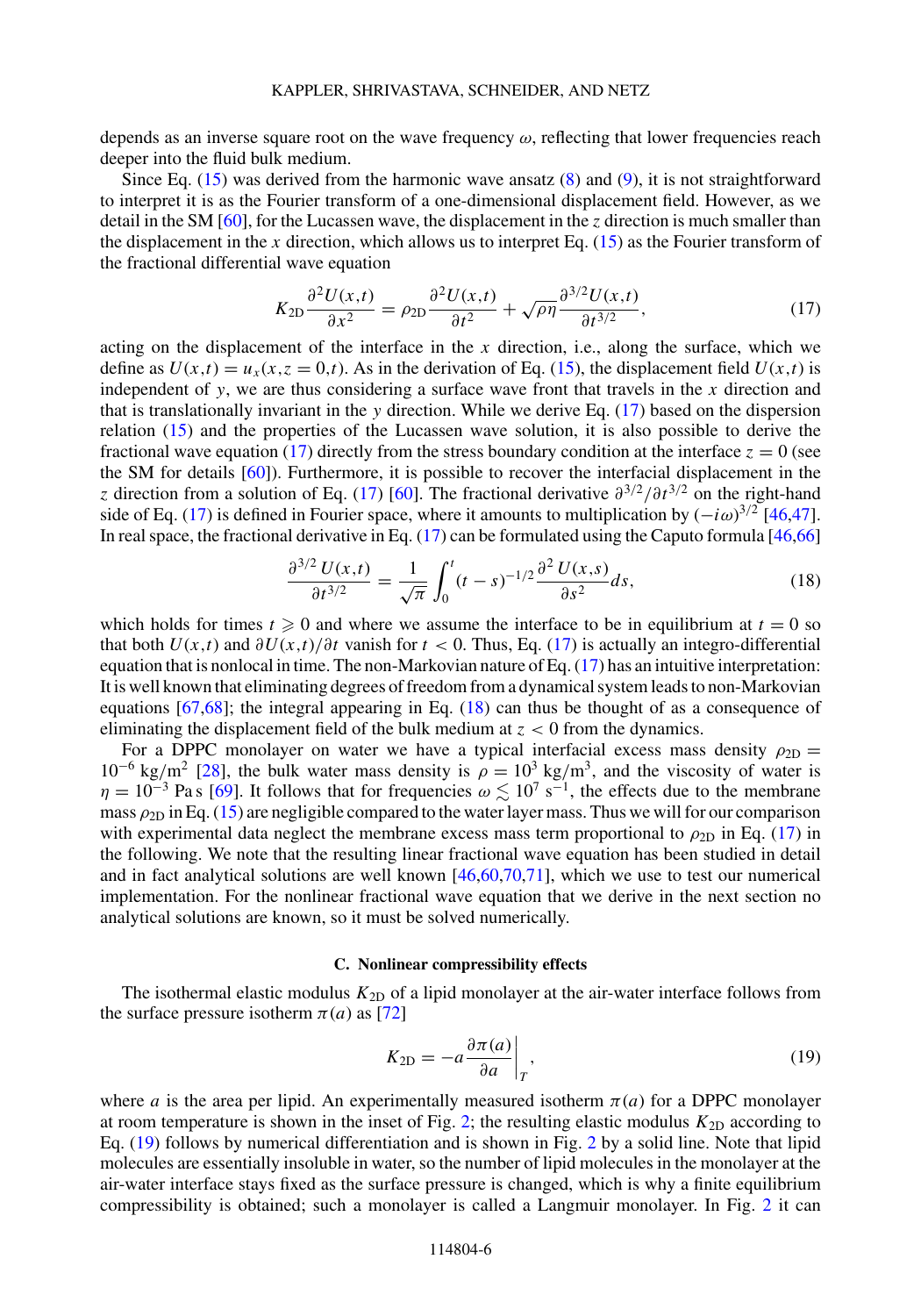depends as an inverse square root on the wave frequency $\omega$, reflecting that lower frequencies reach deeper into the fluid bulk medium.

Since Eq. (15) was derived from the harmonic wave ansatz (8) and (9), it is not straightforward to interpret it is as the Fourier transform of a one-dimensional displacement field. However, as we detail in the SM [60], for the Lucassen wave, the displacement in the $z$ direction is much smaller than the displacement in the $x$ direction, which allows us to interpret Eq. (15) as the Fourier transform of the fractional differential wave equation

$$K_{2D}\frac{\partial^2 U(x,t)}{\partial x^2} = \rho_{2D}\frac{\partial^2 U(x,t)}{\partial t^2} + \sqrt{\rho\eta}\frac{\partial^{3/2} U(x,t)}{\partial t^{3/2}}, \tag{17}$$

acting on the displacement of the interface in the $x$ direction, i.e., along the surface, which we define as $U(x,t) = u_x(x,z=0,t)$. As in the derivation of Eq. (15), the displacement field $U(x,t)$ is independent of $y$, we are thus considering a surface wave front that travels in the $x$ direction and that is translationally invariant in the $y$ direction. While we derive Eq. (17) based on the dispersion relation (15) and the properties of the Lucassen wave solution, it is also possible to derive the fractional wave equation (17) directly from the stress boundary condition at the interface $z = 0$ (see the SM for details [60]). Furthermore, it is possible to recover the interfacial displacement in the $z$ direction from a solution of Eq. (17) [60]. The fractional derivative $\partial^{3/2}/\partial t^{3/2}$ on the right-hand side of Eq. (17) is defined in Fourier space, where it amounts to multiplication by $(-i\omega)^{3/2}$ [46,47]. In real space, the fractional derivative in Eq. (17) can be formulated using the Caputo formula [46,66]

$$\frac{\partial^{3/2} U(x,t)}{\partial t^{3/2}} = \frac{1}{\sqrt{\pi}}\int_0^t (t-s)^{-1/2}\frac{\partial^2 U(x,s)}{\partial s^2}ds, \tag{18}$$

which holds for times $t \geqslant 0$ and where we assume the interface to be in equilibrium at $t = 0$ so that both $U(x,t)$ and $\partial U(x,t)/\partial t$ vanish for $t < 0$. Thus, Eq. (17) is actually an integro-differential equation that is nonlocal in time. The non-Markovian nature of Eq. (17) has an intuitive interpretation: It is well known that eliminating degrees of freedom from a dynamical system leads to non-Markovian equations [67,68]; the integral appearing in Eq. (18) can thus be thought of as a consequence of eliminating the displacement field of the bulk medium at $z < 0$ from the dynamics.

For a DPPC monolayer on water we have a typical interfacial excess mass density $\rho_{2D} = 10^{-6}$ kg/m$^2$ [28], the bulk water mass density is $\rho = 10^3$ kg/m$^3$, and the viscosity of water is $\eta = 10^{-3}$ Pa s [69]. It follows that for frequencies $\omega \lesssim 10^7$ s$^{-1}$, the effects due to the membrane mass $\rho_{2D}$ in Eq. (15) are negligible compared to the water layer mass. Thus we will for our comparison with experimental data neglect the membrane excess mass term proportional to $\rho_{2D}$ in Eq. (17) in the following. We note that the resulting linear fractional wave equation has been studied in detail and in fact analytical solutions are well known [46,60,70,71], which we use to test our numerical implementation. For the nonlinear fractional wave equation that we derive in the next section no analytical solutions are known, so it must be solved numerically.

### C. Nonlinear compressibility effects

The isothermal elastic modulus $K_{2D}$ of a lipid monolayer at the air-water interface follows from the surface pressure isotherm $\pi(a)$ as [72]

$$K_{2D} = -a\left.\frac{\partial \pi(a)}{\partial a}\right|_T, \tag{19}$$

where $a$ is the area per lipid. An experimentally measured isotherm $\pi(a)$ for a DPPC monolayer at room temperature is shown in the inset of Fig. 2; the resulting elastic modulus $K_{2D}$ according to Eq. (19) follows by numerical differentiation and is shown in Fig. 2 by a solid line. Note that lipid molecules are essentially insoluble in water, so the number of lipid molecules in the monolayer at the air-water interface stays fixed as the surface pressure is changed, which is why a finite equilibrium compressibility is obtained; such a monolayer is called a Langmuir monolayer. In Fig. 2 it can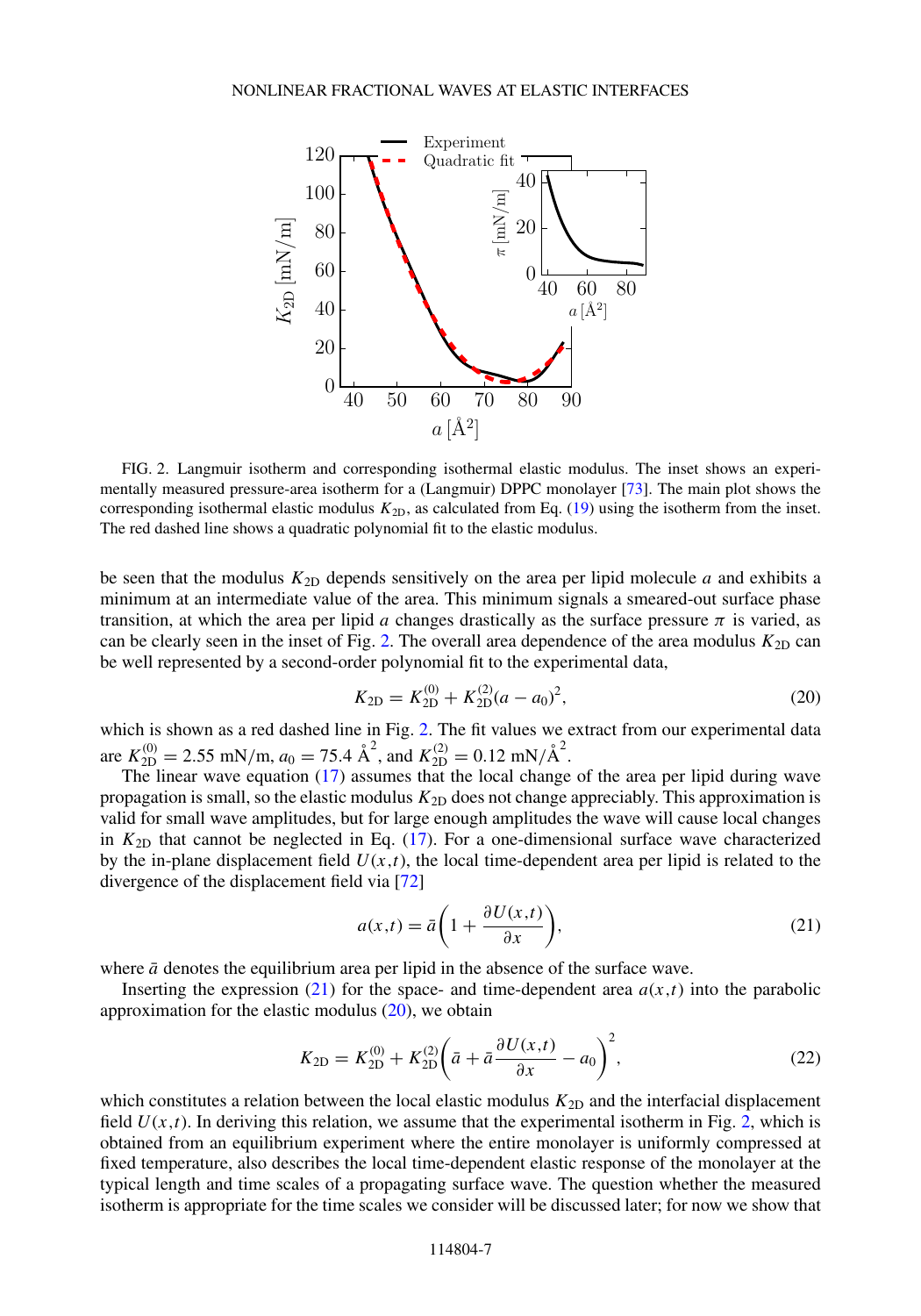FIG. 2. Langmuir isotherm and corresponding isothermal elastic modulus. The inset shows an experimentally measured pressure-area isotherm for a (Langmuir) DPPC monolayer [73]. The main plot shows the corresponding isothermal elastic modulus $K_{2D}$, as calculated from Eq. (19) using the isotherm from the inset. The red dashed line shows a quadratic polynomial fit to the elastic modulus.

be seen that the modulus $K_{2D}$ depends sensitively on the area per lipid molecule $a$ and exhibits a minimum at an intermediate value of the area. This minimum signals a smeared-out surface phase transition, at which the area per lipid $a$ changes drastically as the surface pressure $\pi$ is varied, as can be clearly seen in the inset of Fig. 2. The overall area dependence of the area modulus $K_{2D}$ can be well represented by a second-order polynomial fit to the experimental data,

$$K_{2D} = K_{2D}^{(0)} + K_{2D}^{(2)}(a - a_0)^2, \tag{20}$$

which is shown as a red dashed line in Fig. 2. The fit values we extract from our experimental data are $K_{2D}^{(0)} = 2.55$ mN/m, $a_0 = 75.4$ Å$^2$, and $K_{2D}^{(2)} = 0.12$ mN/Å$^2$.

The linear wave equation (17) assumes that the local change of the area per lipid during wave propagation is small, so the elastic modulus $K_{2D}$ does not change appreciably. This approximation is valid for small wave amplitudes, but for large enough amplitudes the wave will cause local changes in $K_{2D}$ that cannot be neglected in Eq. (17). For a one-dimensional surface wave characterized by the in-plane displacement field $U(x,t)$, the local time-dependent area per lipid is related to the divergence of the displacement field via [72]

$$a(x,t) = \bar{a}\left(1 + \frac{\partial U(x,t)}{\partial x}\right), \tag{21}$$

where $\bar{a}$ denotes the equilibrium area per lipid in the absence of the surface wave.

Inserting the expression (21) for the space- and time-dependent area $a(x,t)$ into the parabolic approximation for the elastic modulus (20), we obtain

$$K_{2D} = K_{2D}^{(0)} + K_{2D}^{(2)}\left(\bar{a} + \bar{a}\frac{\partial U(x,t)}{\partial x} - a_0\right)^2, \tag{22}$$

which constitutes a relation between the local elastic modulus $K_{2D}$ and the interfacial displacement field $U(x,t)$. In deriving this relation, we assume that the experimental isotherm in Fig. 2, which is obtained from an equilibrium experiment where the entire monolayer is uniformly compressed at fixed temperature, also describes the local time-dependent elastic response of the monolayer at the typical length and time scales of a propagating surface wave. The question whether the measured isotherm is appropriate for the time scales we consider will be discussed later; for now we show that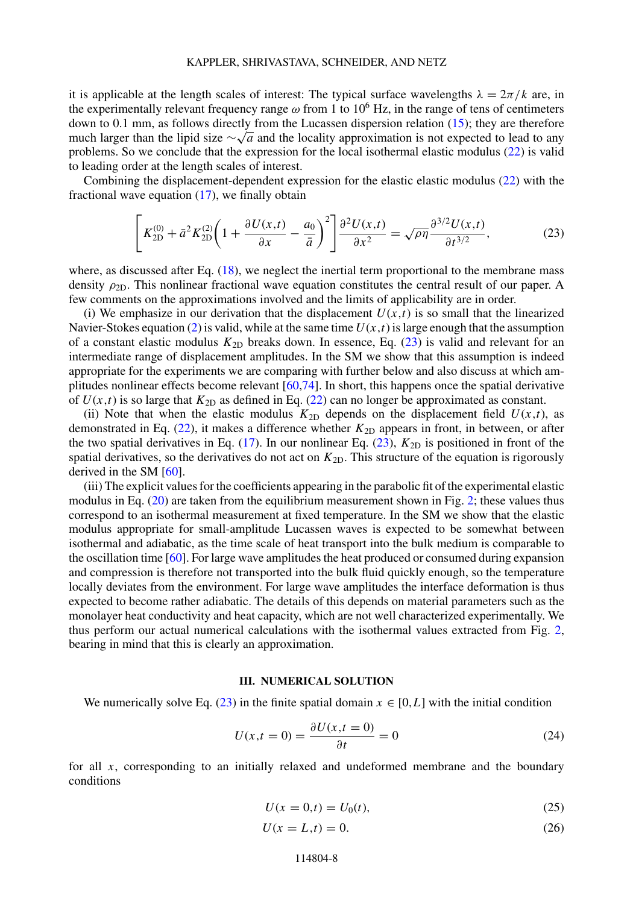it is applicable at the length scales of interest: The typical surface wavelengths $\lambda = 2\pi/k$ are, in the experimentally relevant frequency range $\omega$ from 1 to $10^6$ Hz, in the range of tens of centimeters down to 0.1 mm, as follows directly from the Lucassen dispersion relation (15); they are therefore much larger than the lipid size $\sim\sqrt{a}$ and the locality approximation is not expected to lead to any problems. So we conclude that the expression for the local isothermal elastic modulus (22) is valid to leading order at the length scales of interest.

Combining the displacement-dependent expression for the elastic elastic modulus (22) with the fractional wave equation (17), we finally obtain

$$\left[K_{2D}^{(0)} + \bar{a}^2 K_{2D}^{(2)}\left(1 + \frac{\partial U(x,t)}{\partial x} - \frac{a_0}{\bar{a}}\right)^2\right]\frac{\partial^2 U(x,t)}{\partial x^2} = \sqrt{\rho\eta}\,\frac{\partial^{3/2} U(x,t)}{\partial t^{3/2}}, \tag{23}$$

where, as discussed after Eq. (18), we neglect the inertial term proportional to the membrane mass density $\rho_{2D}$. This nonlinear fractional wave equation constitutes the central result of our paper. A few comments on the approximations involved and the limits of applicability are in order.

(i) We emphasize in our derivation that the displacement $U(x,t)$ is so small that the linearized Navier-Stokes equation (2) is valid, while at the same time $U(x,t)$ is large enough that the assumption of a constant elastic modulus $K_{2D}$ breaks down. In essence, Eq. (23) is valid and relevant for an intermediate range of displacement amplitudes. In the SM we show that this assumption is indeed appropriate for the experiments we are comparing with further below and also discuss at which amplitudes nonlinear effects become relevant [60,74]. In short, this happens once the spatial derivative of $U(x,t)$ is so large that $K_{2D}$ as defined in Eq. (22) can no longer be approximated as constant.

(ii) Note that when the elastic modulus $K_{2D}$ depends on the displacement field $U(x,t)$, as demonstrated in Eq. (22), it makes a difference whether $K_{2D}$ appears in front, in between, or after the two spatial derivatives in Eq. (17). In our nonlinear Eq. (23), $K_{2D}$ is positioned in front of the spatial derivatives, so the derivatives do not act on $K_{2D}$. This structure of the equation is rigorously derived in the SM [60].

(iii) The explicit values for the coefficients appearing in the parabolic fit of the experimental elastic modulus in Eq. (20) are taken from the equilibrium measurement shown in Fig. 2; these values thus correspond to an isothermal measurement at fixed temperature. In the SM we show that the elastic modulus appropriate for small-amplitude Lucassen waves is expected to be somewhat between isothermal and adiabatic, as the time scale of heat transport into the bulk medium is comparable to the oscillation time [60]. For large wave amplitudes the heat produced or consumed during expansion and compression is therefore not transported into the bulk fluid quickly enough, so the temperature locally deviates from the environment. For large wave amplitudes the interface deformation is thus expected to become rather adiabatic. The details of this depends on material parameters such as the monolayer heat conductivity and heat capacity, which are not well characterized experimentally. We thus perform our actual numerical calculations with the isothermal values extracted from Fig. 2, bearing in mind that this is clearly an approximation.

## III. NUMERICAL SOLUTION

We numerically solve Eq. (23) in the finite spatial domain $x \in [0, L]$ with the initial condition

$$U(x, t = 0) = \frac{\partial U(x, t = 0)}{\partial t} = 0 \tag{24}$$

for all $x$, corresponding to an initially relaxed and undeformed membrane and the boundary conditions

$$U(x = 0, t) = U_0(t), \tag{25}$$

$$U(x = L, t) = 0. \tag{26}$$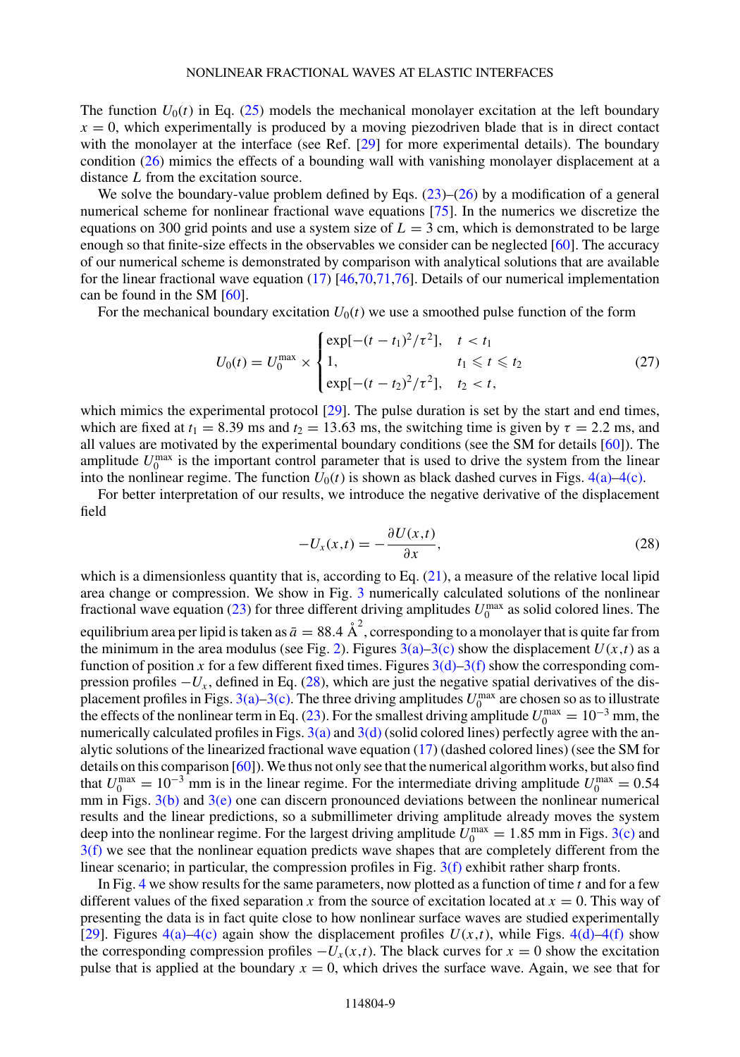The function $U_0(t)$ in Eq. (25) models the mechanical monolayer excitation at the left boundary $x = 0$, which experimentally is produced by a moving piezodriven blade that is in direct contact with the monolayer at the interface (see Ref. [29] for more experimental details). The boundary condition (26) mimics the effects of a bounding wall with vanishing monolayer displacement at a distance $L$ from the excitation source.

We solve the boundary-value problem defined by Eqs. (23)–(26) by a modification of a general numerical scheme for nonlinear fractional wave equations [75]. In the numerics we discretize the equations on 300 grid points and use a system size of $L = 3$ cm, which is demonstrated to be large enough so that finite-size effects in the observables we consider can be neglected [60]. The accuracy of our numerical scheme is demonstrated by comparison with analytical solutions that are available for the linear fractional wave equation (17) [46,70,71,76]. Details of our numerical implementation can be found in the SM [60].

For the mechanical boundary excitation $U_0(t)$ we use a smoothed pulse function of the form

$$U_0(t) = U_0^{\max} \times \begin{cases} \exp[-(t-t_1)^2/\tau^2], & t < t_1 \\ 1, & t_1 \leqslant t \leqslant t_2 \\ \exp[-(t-t_2)^2/\tau^2], & t_2 < t, \end{cases} \tag{27}$$

which mimics the experimental protocol [29]. The pulse duration is set by the start and end times, which are fixed at $t_1 = 8.39$ ms and $t_2 = 13.63$ ms, the switching time is given by $\tau = 2.2$ ms, and all values are motivated by the experimental boundary conditions (see the SM for details [60]). The amplitude $U_0^{\max}$ is the important control parameter that is used to drive the system from the linear into the nonlinear regime. The function $U_0(t)$ is shown as black dashed curves in Figs. 4(a)–4(c).

For better interpretation of our results, we introduce the negative derivative of the displacement field

$$-U_x(x,t) = -\frac{\partial U(x,t)}{\partial x}, \tag{28}$$

which is a dimensionless quantity that is, according to Eq. (21), a measure of the relative local lipid area change or compression. We show in Fig. 3 numerically calculated solutions of the nonlinear fractional wave equation (23) for three different driving amplitudes $U_0^{\max}$ as solid colored lines. The equilibrium area per lipid is taken as $\bar{a} = 88.4$ Å$^2$, corresponding to a monolayer that is quite far from the minimum in the area modulus (see Fig. 2). Figures 3(a)–3(c) show the displacement $U(x,t)$ as a function of position $x$ for a few different fixed times. Figures 3(d)–3(f) show the corresponding compression profiles $-U_x$, defined in Eq. (28), which are just the negative spatial derivatives of the displacement profiles in Figs. 3(a)–3(c). The three driving amplitudes $U_0^{\max}$ are chosen so as to illustrate the effects of the nonlinear term in Eq. (23). For the smallest driving amplitude $U_0^{\max} = 10^{-3}$ mm, the numerically calculated profiles in Figs. 3(a) and 3(d) (solid colored lines) perfectly agree with the analytic solutions of the linearized fractional wave equation (17) (dashed colored lines) (see the SM for details on this comparison [60]). We thus not only see that the numerical algorithm works, but also find that $U_0^{\max} = 10^{-3}$ mm is in the linear regime. For the intermediate driving amplitude $U_0^{\max} = 0.54$ mm in Figs. 3(b) and 3(e) one can discern pronounced deviations between the nonlinear numerical results and the linear predictions, so a submillimeter driving amplitude already moves the system deep into the nonlinear regime. For the largest driving amplitude $U_0^{\max} = 1.85$ mm in Figs. 3(c) and 3(f) we see that the nonlinear equation predicts wave shapes that are completely different from the linear scenario; in particular, the compression profiles in Fig. 3(f) exhibit rather sharp fronts.

In Fig. 4 we show results for the same parameters, now plotted as a function of time $t$ and for a few different values of the fixed separation $x$ from the source of excitation located at $x = 0$. This way of presenting the data is in fact quite close to how nonlinear surface waves are studied experimentally [29]. Figures 4(a)–4(c) again show the displacement profiles $U(x,t)$, while Figs. 4(d)–4(f) show the corresponding compression profiles $-U_x(x,t)$. The black curves for $x = 0$ show the excitation pulse that is applied at the boundary $x = 0$, which drives the surface wave. Again, we see that for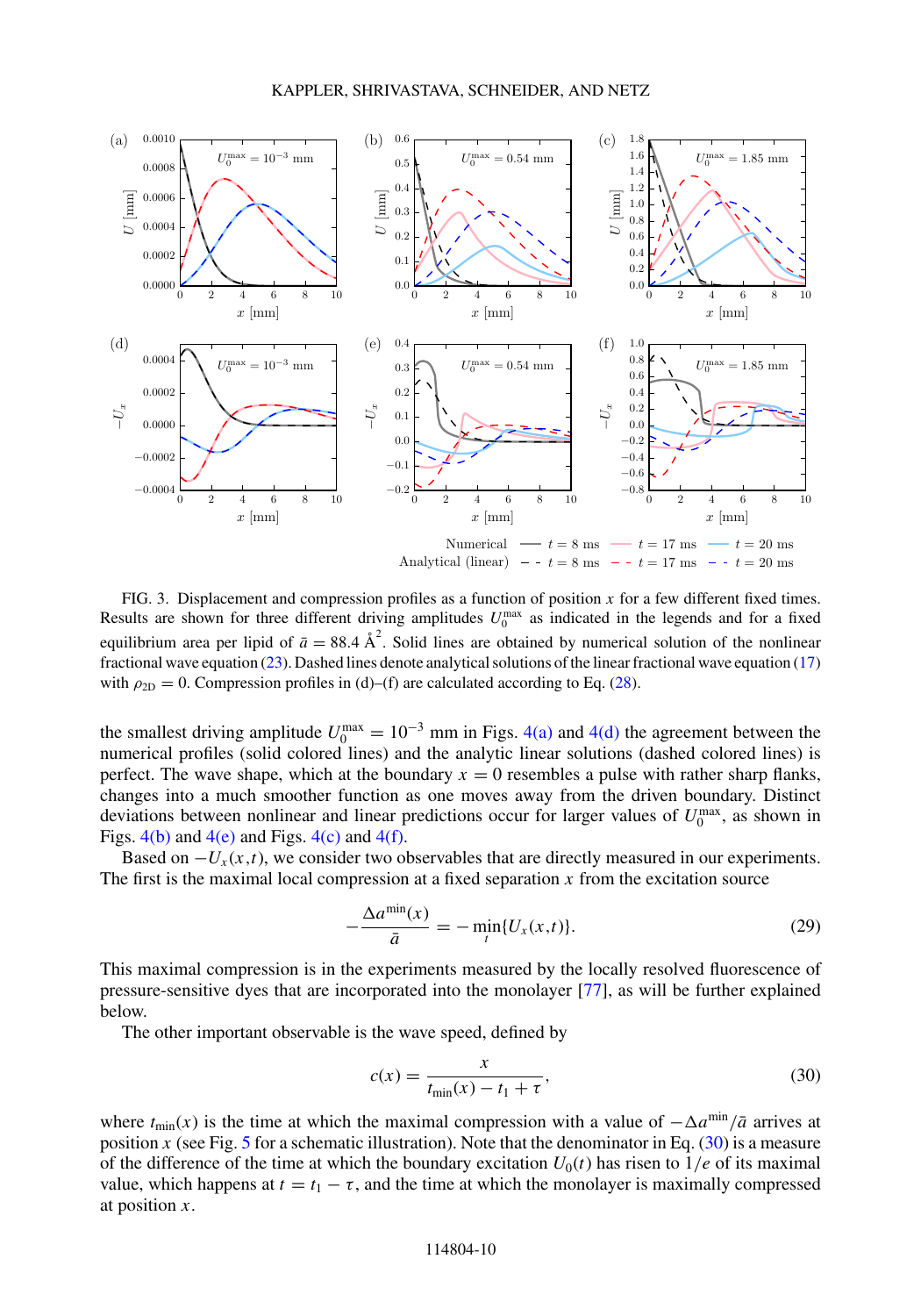FIG. 3. Displacement and compression profiles as a function of position $x$ for a few different fixed times. Results are shown for three different driving amplitudes $U_0^{\max}$ as indicated in the legends and for a fixed equilibrium area per lipid of $\bar{a} = 88.4$ Å$^2$. Solid lines are obtained by numerical solution of the nonlinear fractional wave equation (23). Dashed lines denote analytical solutions of the linear fractional wave equation (17) with $\rho_{2D} = 0$. Compression profiles in (d)–(f) are calculated according to Eq. (28).

the smallest driving amplitude $U_0^{\max} = 10^{-3}$ mm in Figs. 4(a) and 4(d) the agreement between the numerical profiles (solid colored lines) and the analytic linear solutions (dashed colored lines) is perfect. The wave shape, which at the boundary $x = 0$ resembles a pulse with rather sharp flanks, changes into a much smoother function as one moves away from the driven boundary. Distinct deviations between nonlinear and linear predictions occur for larger values of $U_0^{\max}$, as shown in Figs. 4(b) and 4(e) and Figs. 4(c) and 4(f).

Based on $-U_x(x,t)$, we consider two observables that are directly measured in our experiments. The first is the maximal local compression at a fixed separation $x$ from the excitation source

$$-\frac{\Delta a^{\min}(x)}{\bar{a}} = -\min_t\{U_x(x,t)\}. \tag{29}$$

This maximal compression is in the experiments measured by the locally resolved fluorescence of pressure-sensitive dyes that are incorporated into the monolayer [77], as will be further explained below.

The other important observable is the wave speed, defined by

$$c(x) = \frac{x}{t_{\min}(x) - t_1 + \tau}, \tag{30}$$

where $t_{\min}(x)$ is the time at which the maximal compression with a value of $-\Delta a^{\min}/\bar{a}$ arrives at position $x$ (see Fig. 5 for a schematic illustration). Note that the denominator in Eq. (30) is a measure of the difference of the time at which the boundary excitation $U_0(t)$ has risen to $1/e$ of its maximal value, which happens at $t = t_1 - \tau$, and the time at which the monolayer is maximally compressed at position $x$.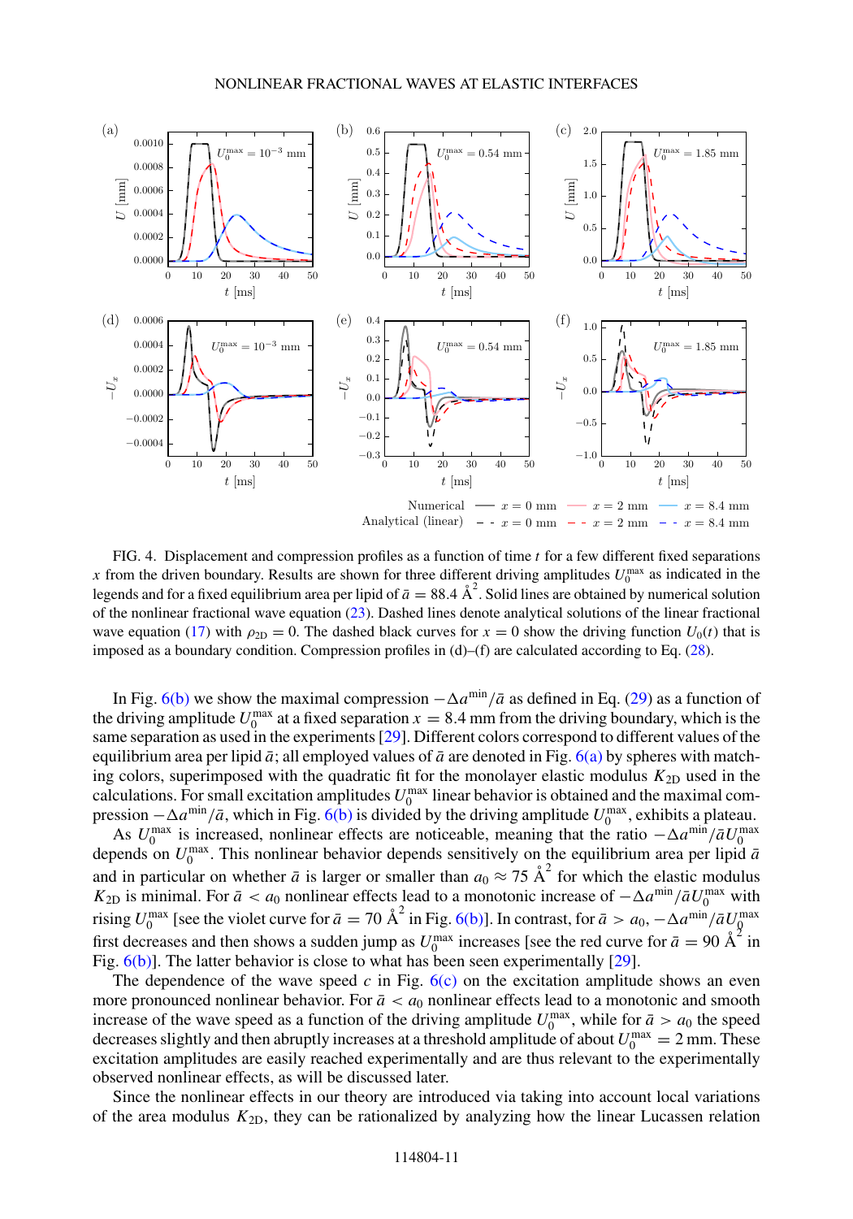FIG. 4. Displacement and compression profiles as a function of time $t$ for a few different fixed separations $x$ from the driven boundary. Results are shown for three different driving amplitudes $U_0^{\max}$ as indicated in the legends and for a fixed equilibrium area per lipid of $\bar{a} = 88.4$ Å$^2$. Solid lines are obtained by numerical solution of the nonlinear fractional wave equation (23). Dashed lines denote analytical solutions of the linear fractional wave equation (17) with $\rho_{2D} = 0$. The dashed black curves for $x = 0$ show the driving function $U_0(t)$ that is imposed as a boundary condition. Compression profiles in (d)–(f) are calculated according to Eq. (28).

In Fig. 6(b) we show the maximal compression $-\Delta a^{\min}/\bar{a}$ as defined in Eq. (29) as a function of the driving amplitude $U_0^{\max}$ at a fixed separation $x = 8.4$ mm from the driving boundary, which is the same separation as used in the experiments [29]. Different colors correspond to different values of the equilibrium area per lipid $\bar{a}$; all employed values of $\bar{a}$ are denoted in Fig. 6(a) by spheres with matching colors, superimposed with the quadratic fit for the monolayer elastic modulus $K_{2D}$ used in the calculations. For small excitation amplitudes $U_0^{\max}$ linear behavior is obtained and the maximal compression $-\Delta a^{\min}/\bar{a}$, which in Fig. 6(b) is divided by the driving amplitude $U_0^{\max}$, exhibits a plateau.

As $U_0^{\max}$ is increased, nonlinear effects are noticeable, meaning that the ratio $-\Delta a^{\min}/\bar{a}U_0^{\max}$ depends on $U_0^{\max}$. This nonlinear behavior depends sensitively on the equilibrium area per lipid $\bar{a}$ and in particular on whether $\bar{a}$ is larger or smaller than $a_0 \approx 75$ Å$^2$ for which the elastic modulus $K_{2D}$ is minimal. For $\bar{a} < a_0$ nonlinear effects lead to a monotonic increase of $-\Delta a^{\min}/\bar{a}U_0^{\max}$ with rising $U_0^{\max}$ [see the violet curve for $\bar{a} = 70$ Å$^2$ in Fig. 6(b)]. In contrast, for $\bar{a} > a_0$, $-\Delta a^{\min}/\bar{a}U_0^{\max}$ first decreases and then shows a sudden jump as $U_0^{\max}$ increases [see the red curve for $\bar{a} = 90$ Å$^2$ in Fig. 6(b)]. The latter behavior is close to what has been seen experimentally [29].

The dependence of the wave speed $c$ in Fig. 6(c) on the excitation amplitude shows an even more pronounced nonlinear behavior. For $\bar{a} < a_0$ nonlinear effects lead to a monotonic and smooth increase of the wave speed as a function of the driving amplitude $U_0^{\max}$, while for $\bar{a} > a_0$ the speed decreases slightly and then abruptly increases at a threshold amplitude of about $U_0^{\max} = 2$ mm. These excitation amplitudes are easily reached experimentally and are thus relevant to the experimentally observed nonlinear effects, as will be discussed later.

Since the nonlinear effects in our theory are introduced via taking into account local variations of the area modulus $K_{2D}$, they can be rationalized by analyzing how the linear Lucassen relation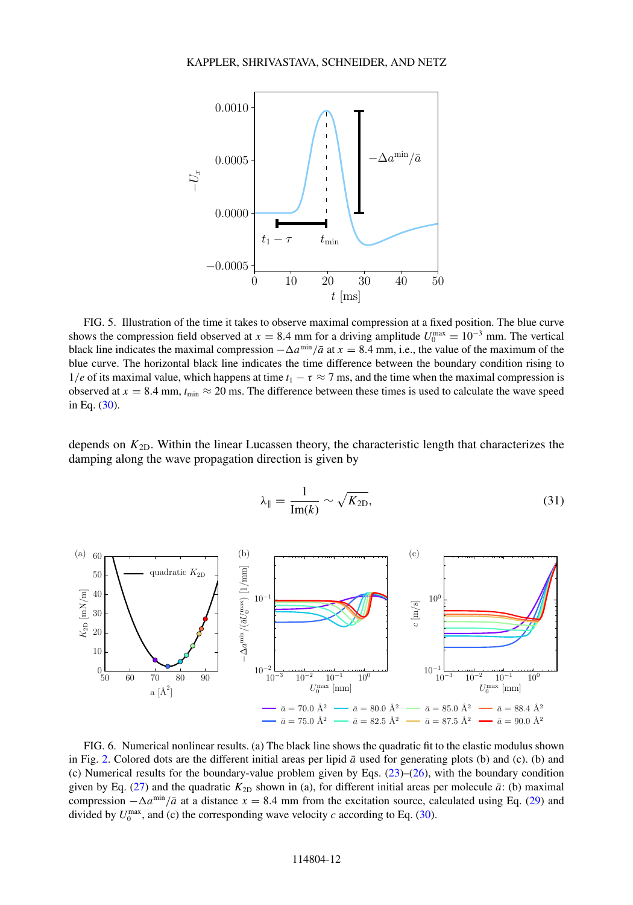FIG. 5. Illustration of the time it takes to observe maximal compression at a fixed position. The blue curve shows the compression field observed at $x = 8.4$ mm for a driving amplitude $U_0^{\max} = 10^{-3}$ mm. The vertical black line indicates the maximal compression $-\Delta a^{\min}/\bar{a}$ at $x = 8.4$ mm, i.e., the value of the maximum of the blue curve. The horizontal black line indicates the time difference between the boundary condition rising to $1/e$ of its maximal value, which happens at time $t_1 - \tau \approx 7$ ms, and the time when the maximal compression is observed at $x = 8.4$ mm, $t_{\min} \approx 20$ ms. The difference between these times is used to calculate the wave speed in Eq. (30).

depends on $K_{2D}$. Within the linear Lucassen theory, the characteristic length that characterizes the damping along the wave propagation direction is given by

$$\lambda_{\parallel} = \frac{1}{\mathrm{Im}(k)} \sim \sqrt{K_{2D}}, \tag{31}$$

FIG. 6. Numerical nonlinear results. (a) The black line shows the quadratic fit to the elastic modulus shown in Fig. 2. Colored dots are the different initial areas per lipid $\bar{a}$ used for generating plots (b) and (c). (b) and (c) Numerical results for the boundary-value problem given by Eqs. (23)–(26), with the boundary condition given by Eq. (27) and the quadratic $K_{2D}$ shown in (a), for different initial areas per molecule $\bar{a}$: (b) maximal compression $-\Delta a^{\min}/\bar{a}$ at a distance $x = 8.4$ mm from the excitation source, calculated using Eq. (29) and divided by $U_0^{\max}$, and (c) the corresponding wave velocity $c$ according to Eq. (30).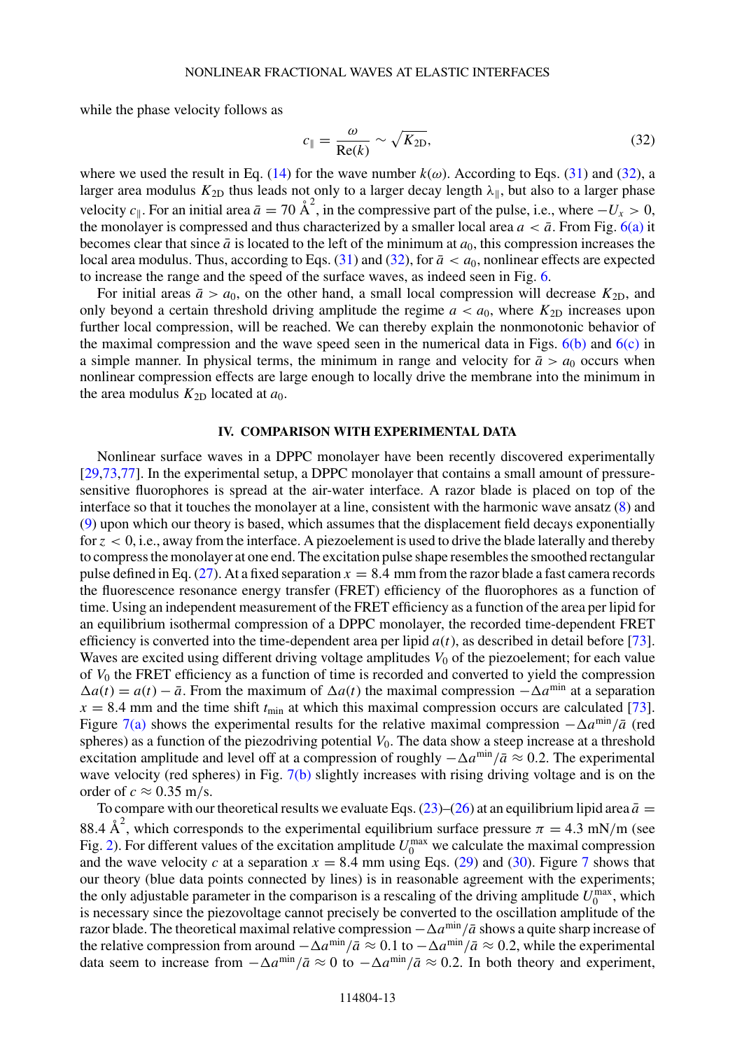while the phase velocity follows as

$$c_{\|} = \frac{\omega}{\mathrm{Re}(k)} \sim \sqrt{K_{2\mathrm{D}}}, \tag{32}$$

where we used the result in Eq. (14) for the wave number $k(\omega)$. According to Eqs. (31) and (32), a larger area modulus $K_{2\mathrm{D}}$ thus leads not only to a larger decay length $\lambda_{\|}$, but also to a larger phase velocity $c_{\|}$. For an initial area $\bar{a} = 70$ Å$^2$, in the compressive part of the pulse, i.e., where $-U_x > 0$, the monolayer is compressed and thus characterized by a smaller local area $a < \bar{a}$. From Fig. 6(a) it becomes clear that since $\bar{a}$ is located to the left of the minimum at $a_0$, this compression increases the local area modulus. Thus, according to Eqs. (31) and (32), for $\bar{a} < a_0$, nonlinear effects are expected to increase the range and the speed of the surface waves, as indeed seen in Fig. 6.

For initial areas $\bar{a} > a_0$, on the other hand, a small local compression will decrease $K_{2\mathrm{D}}$, and only beyond a certain threshold driving amplitude the regime $a < a_0$, where $K_{2\mathrm{D}}$ increases upon further local compression, will be reached. We can thereby explain the nonmonotonic behavior of the maximal compression and the wave speed seen in the numerical data in Figs. 6(b) and 6(c) in a simple manner. In physical terms, the minimum in range and velocity for $\bar{a} > a_0$ occurs when nonlinear compression effects are large enough to locally drive the membrane into the minimum in the area modulus $K_{2\mathrm{D}}$ located at $a_0$.

## IV. COMPARISON WITH EXPERIMENTAL DATA

Nonlinear surface waves in a DPPC monolayer have been recently discovered experimentally [29,73,77]. In the experimental setup, a DPPC monolayer that contains a small amount of pressure-sensitive fluorophores is spread at the air-water interface. A razor blade is placed on top of the interface so that it touches the monolayer at a line, consistent with the harmonic wave ansatz (8) and (9) upon which our theory is based, which assumes that the displacement field decays exponentially for $z < 0$, i.e., away from the interface. A piezoelement is used to drive the blade laterally and thereby to compress the monolayer at one end. The excitation pulse shape resembles the smoothed rectangular pulse defined in Eq. (27). At a fixed separation $x = 8.4$ mm from the razor blade a fast camera records the fluorescence resonance energy transfer (FRET) efficiency of the fluorophores as a function of time. Using an independent measurement of the FRET efficiency as a function of the area per lipid for an equilibrium isothermal compression of a DPPC monolayer, the recorded time-dependent FRET efficiency is converted into the time-dependent area per lipid $a(t)$, as described in detail before [73]. Waves are excited using different driving voltage amplitudes $V_0$ of the piezoelement; for each value of $V_0$ the FRET efficiency as a function of time is recorded and converted to yield the compression $\Delta a(t) = a(t) - \bar{a}$. From the maximum of $\Delta a(t)$ the maximal compression $-\Delta a^{\min}$ at a separation $x = 8.4$ mm and the time shift $t_{\min}$ at which this maximal compression occurs are calculated [73]. Figure 7(a) shows the experimental results for the relative maximal compression $-\Delta a^{\min}/\bar{a}$ (red spheres) as a function of the piezodriving potential $V_0$. The data show a steep increase at a threshold excitation amplitude and level off at a compression of roughly $-\Delta a^{\min}/\bar{a} \approx 0.2$. The experimental wave velocity (red spheres) in Fig. 7(b) slightly increases with rising driving voltage and is on the order of $c \approx 0.35$ m/s.

To compare with our theoretical results we evaluate Eqs. (23)–(26) at an equilibrium lipid area $\bar{a} = 88.4$ Å$^2$, which corresponds to the experimental equilibrium surface pressure $\pi = 4.3$ mN/m (see Fig. 2). For different values of the excitation amplitude $U_0^{\max}$ we calculate the maximal compression and the wave velocity $c$ at a separation $x = 8.4$ mm using Eqs. (29) and (30). Figure 7 shows that our theory (blue data points connected by lines) is in reasonable agreement with the experiments; the only adjustable parameter in the comparison is a rescaling of the driving amplitude $U_0^{\max}$, which is necessary since the piezovoltage cannot precisely be converted to the oscillation amplitude of the razor blade. The theoretical maximal relative compression $-\Delta a^{\min}/\bar{a}$ shows a quite sharp increase of the relative compression from around $-\Delta a^{\min}/\bar{a} \approx 0.1$ to $-\Delta a^{\min}/\bar{a} \approx 0.2$, while the experimental data seem to increase from $-\Delta a^{\min}/\bar{a} \approx 0$ to $-\Delta a^{\min}/\bar{a} \approx 0.2$. In both theory and experiment,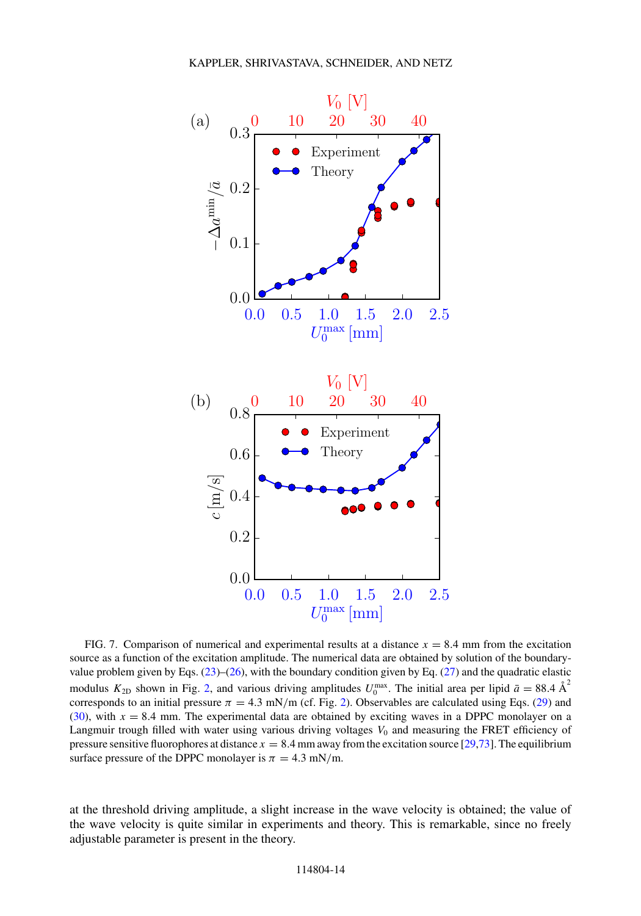FIG. 7. Comparison of numerical and experimental results at a distance $x = 8.4$ mm from the excitation source as a function of the excitation amplitude. The numerical data are obtained by solution of the boundary-value problem given by Eqs. (23)–(26), with the boundary condition given by Eq. (27) and the quadratic elastic modulus $K_{2D}$ shown in Fig. 2, and various driving amplitudes $U_0^{\max}$. The initial area per lipid $\bar{a} = 88.4$ Å$^2$ corresponds to an initial pressure $\pi = 4.3$ mN/m (cf. Fig. 2). Observables are calculated using Eqs. (29) and (30), with $x = 8.4$ mm. The experimental data are obtained by exciting waves in a DPPC monolayer on a Langmuir trough filled with water using various driving voltages $V_0$ and measuring the FRET efficiency of pressure sensitive fluorophores at distance $x = 8.4$ mm away from the excitation source [29,73]. The equilibrium surface pressure of the DPPC monolayer is $\pi = 4.3$ mN/m.

at the threshold driving amplitude, a slight increase in the wave velocity is obtained; the value of the wave velocity is quite similar in experiments and theory. This is remarkable, since no freely adjustable parameter is present in the theory.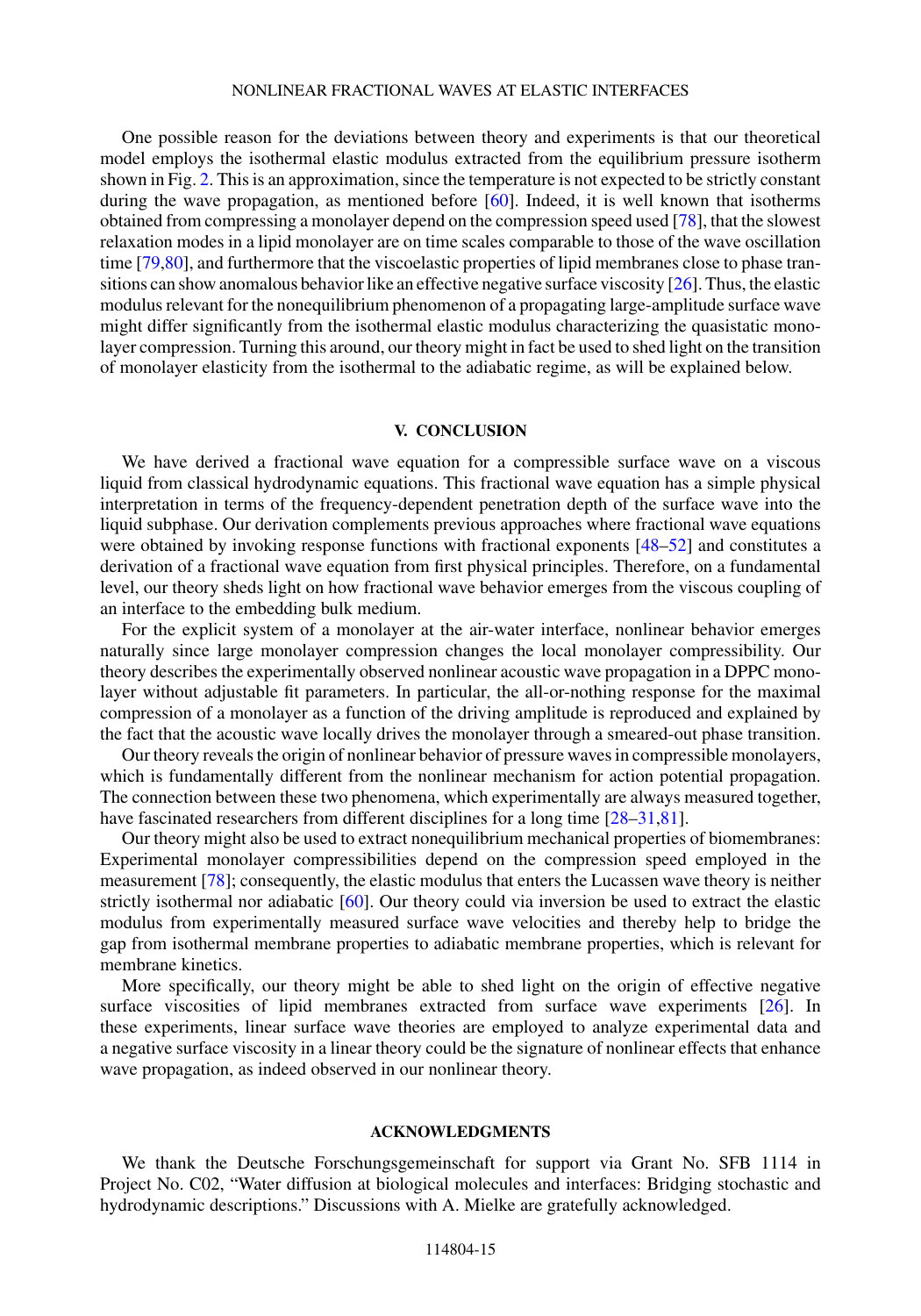One possible reason for the deviations between theory and experiments is that our theoretical model employs the isothermal elastic modulus extracted from the equilibrium pressure isotherm shown in Fig. 2. This is an approximation, since the temperature is not expected to be strictly constant during the wave propagation, as mentioned before [60]. Indeed, it is well known that isotherms obtained from compressing a monolayer depend on the compression speed used [78], that the slowest relaxation modes in a lipid monolayer are on time scales comparable to those of the wave oscillation time [79,80], and furthermore that the viscoelastic properties of lipid membranes close to phase transitions can show anomalous behavior like an effective negative surface viscosity [26]. Thus, the elastic modulus relevant for the nonequilibrium phenomenon of a propagating large-amplitude surface wave might differ significantly from the isothermal elastic modulus characterizing the quasistatic monolayer compression. Turning this around, our theory might in fact be used to shed light on the transition of monolayer elasticity from the isothermal to the adiabatic regime, as will be explained below.

## V. CONCLUSION

We have derived a fractional wave equation for a compressible surface wave on a viscous liquid from classical hydrodynamic equations. This fractional wave equation has a simple physical interpretation in terms of the frequency-dependent penetration depth of the surface wave into the liquid subphase. Our derivation complements previous approaches where fractional wave equations were obtained by invoking response functions with fractional exponents [48–52] and constitutes a derivation of a fractional wave equation from first physical principles. Therefore, on a fundamental level, our theory sheds light on how fractional wave behavior emerges from the viscous coupling of an interface to the embedding bulk medium.

For the explicit system of a monolayer at the air-water interface, nonlinear behavior emerges naturally since large monolayer compression changes the local monolayer compressibility. Our theory describes the experimentally observed nonlinear acoustic wave propagation in a DPPC monolayer without adjustable fit parameters. In particular, the all-or-nothing response for the maximal compression of a monolayer as a function of the driving amplitude is reproduced and explained by the fact that the acoustic wave locally drives the monolayer through a smeared-out phase transition.

Our theory reveals the origin of nonlinear behavior of pressure waves in compressible monolayers, which is fundamentally different from the nonlinear mechanism for action potential propagation. The connection between these two phenomena, which experimentally are always measured together, have fascinated researchers from different disciplines for a long time [28–31,81].

Our theory might also be used to extract nonequilibrium mechanical properties of biomembranes: Experimental monolayer compressibilities depend on the compression speed employed in the measurement [78]; consequently, the elastic modulus that enters the Lucassen wave theory is neither strictly isothermal nor adiabatic [60]. Our theory could via inversion be used to extract the elastic modulus from experimentally measured surface wave velocities and thereby help to bridge the gap from isothermal membrane properties to adiabatic membrane properties, which is relevant for membrane kinetics.

More specifically, our theory might be able to shed light on the origin of effective negative surface viscosities of lipid membranes extracted from surface wave experiments [26]. In these experiments, linear surface wave theories are employed to analyze experimental data and a negative surface viscosity in a linear theory could be the signature of nonlinear effects that enhance wave propagation, as indeed observed in our nonlinear theory.

## ACKNOWLEDGMENTS

We thank the Deutsche Forschungsgemeinschaft for support via Grant No. SFB 1114 in Project No. C02, "Water diffusion at biological molecules and interfaces: Bridging stochastic and hydrodynamic descriptions." Discussions with A. Mielke are gratefully acknowledged.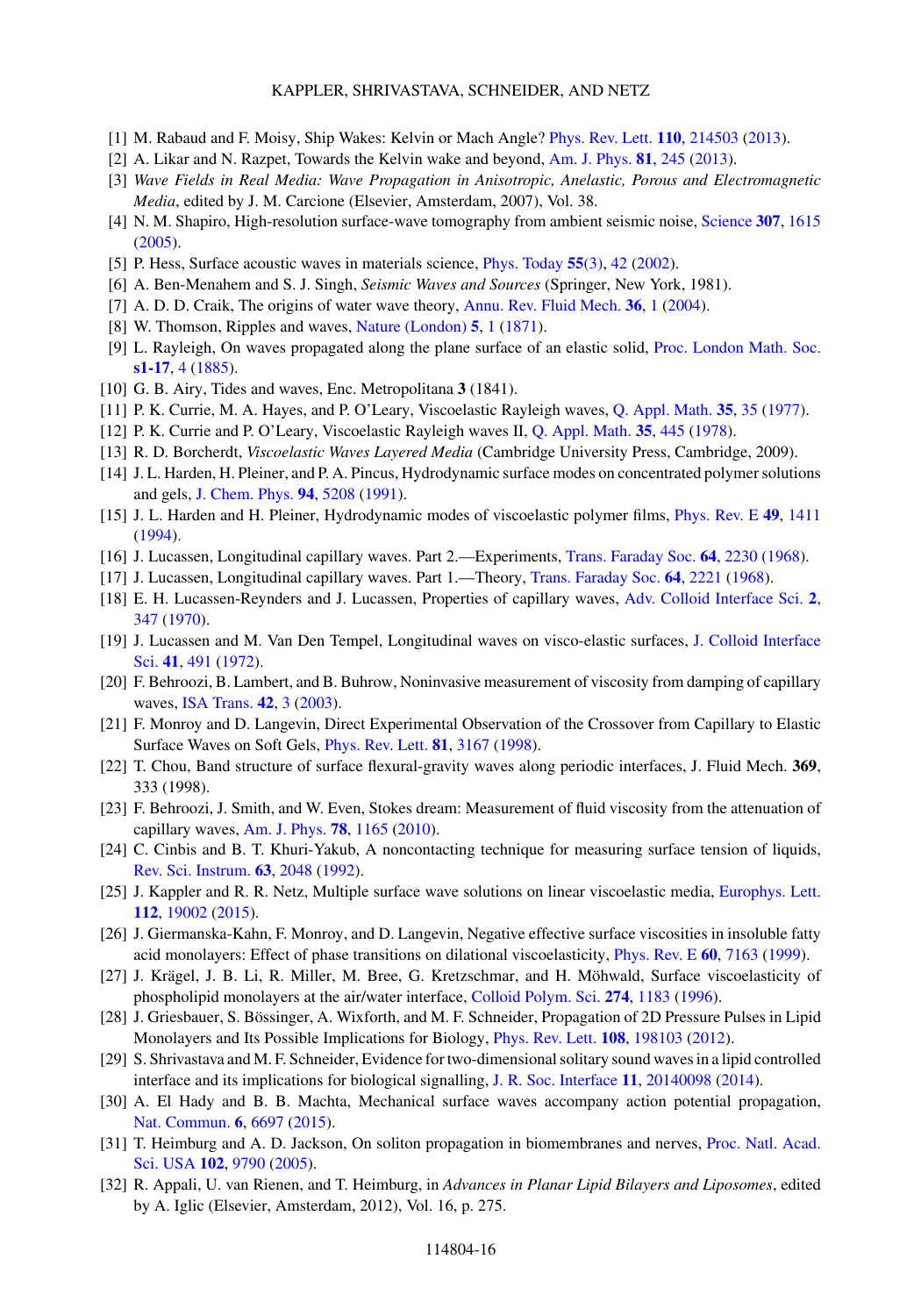[1] M. Rabaud and F. Moisy, Ship Wakes: Kelvin or Mach Angle? Phys. Rev. Lett. **110**, 214503 (2013).

[2] A. Likar and N. Razpet, Towards the Kelvin wake and beyond, Am. J. Phys. **81**, 245 (2013).

[3] *Wave Fields in Real Media: Wave Propagation in Anisotropic, Anelastic, Porous and Electromagnetic Media*, edited by J. M. Carcione (Elsevier, Amsterdam, 2007), Vol. 38.

[4] N. M. Shapiro, High-resolution surface-wave tomography from ambient seismic noise, Science **307**, 1615 (2005).

[5] P. Hess, Surface acoustic waves in materials science, Phys. Today **55**(3), 42 (2002).

[6] A. Ben-Menahem and S. J. Singh, *Seismic Waves and Sources* (Springer, New York, 1981).

[7] A. D. D. Craik, The origins of water wave theory, Annu. Rev. Fluid Mech. **36**, 1 (2004).

[8] W. Thomson, Ripples and waves, Nature (London) **5**, 1 (1871).

[9] L. Rayleigh, On waves propagated along the plane surface of an elastic solid, Proc. London Math. Soc. **s1-17**, 4 (1885).

[10] G. B. Airy, Tides and waves, Enc. Metropolitana **3** (1841).

[11] P. K. Currie, M. A. Hayes, and P. O'Leary, Viscoelastic Rayleigh waves, Q. Appl. Math. **35**, 35 (1977).

[12] P. K. Currie and P. O'Leary, Viscoelastic Rayleigh waves II, Q. Appl. Math. **35**, 445 (1978).

[13] R. D. Borcherdt, *Viscoelastic Waves Layered Media* (Cambridge University Press, Cambridge, 2009).

[14] J. L. Harden, H. Pleiner, and P. A. Pincus, Hydrodynamic surface modes on concentrated polymer solutions and gels, J. Chem. Phys. **94**, 5208 (1991).

[15] J. L. Harden and H. Pleiner, Hydrodynamic modes of viscoelastic polymer films, Phys. Rev. E **49**, 1411 (1994).

[16] J. Lucassen, Longitudinal capillary waves. Part 2.—Experiments, Trans. Faraday Soc. **64**, 2230 (1968).

[17] J. Lucassen, Longitudinal capillary waves. Part 1.—Theory, Trans. Faraday Soc. **64**, 2221 (1968).

[18] E. H. Lucassen-Reynders and J. Lucassen, Properties of capillary waves, Adv. Colloid Interface Sci. **2**, 347 (1970).

[19] J. Lucassen and M. Van Den Tempel, Longitudinal waves on visco-elastic surfaces, J. Colloid Interface Sci. **41**, 491 (1972).

[20] F. Behroozi, B. Lambert, and B. Buhrow, Noninvasive measurement of viscosity from damping of capillary waves, ISA Trans. **42**, 3 (2003).

[21] F. Monroy and D. Langevin, Direct Experimental Observation of the Crossover from Capillary to Elastic Surface Waves on Soft Gels, Phys. Rev. Lett. **81**, 3167 (1998).

[22] T. Chou, Band structure of surface flexural-gravity waves along periodic interfaces, J. Fluid Mech. **369**, 333 (1998).

[23] F. Behroozi, J. Smith, and W. Even, Stokes dream: Measurement of fluid viscosity from the attenuation of capillary waves, Am. J. Phys. **78**, 1165 (2010).

[24] C. Cinbis and B. T. Khuri-Yakub, A noncontacting technique for measuring surface tension of liquids, Rev. Sci. Instrum. **63**, 2048 (1992).

[25] J. Kappler and R. R. Netz, Multiple surface wave solutions on linear viscoelastic media, Europhys. Lett. **112**, 19002 (2015).

[26] J. Giermanska-Kahn, F. Monroy, and D. Langevin, Negative effective surface viscosities in insoluble fatty acid monolayers: Effect of phase transitions on dilational viscoelasticity, Phys. Rev. E **60**, 7163 (1999).

[27] J. Krägel, J. B. Li, R. Miller, M. Bree, G. Kretzschmar, and H. Möhwald, Surface viscoelasticity of phospholipid monolayers at the air/water interface, Colloid Polym. Sci. **274**, 1183 (1996).

[28] J. Griesbauer, S. Bössinger, A. Wixforth, and M. F. Schneider, Propagation of 2D Pressure Pulses in Lipid Monolayers and Its Possible Implications for Biology, Phys. Rev. Lett. **108**, 198103 (2012).

[29] S. Shrivastava and M. F. Schneider, Evidence for two-dimensional solitary sound waves in a lipid controlled interface and its implications for biological signalling, J. R. Soc. Interface **11**, 20140098 (2014).

[30] A. El Hady and B. B. Machta, Mechanical surface waves accompany action potential propagation, Nat. Commun. **6**, 6697 (2015).

[31] T. Heimburg and A. D. Jackson, On soliton propagation in biomembranes and nerves, Proc. Natl. Acad. Sci. USA **102**, 9790 (2005).

[32] R. Appali, U. van Rienen, and T. Heimburg, in *Advances in Planar Lipid Bilayers and Liposomes*, edited by A. Iglic (Elsevier, Amsterdam, 2012), Vol. 16, p. 275.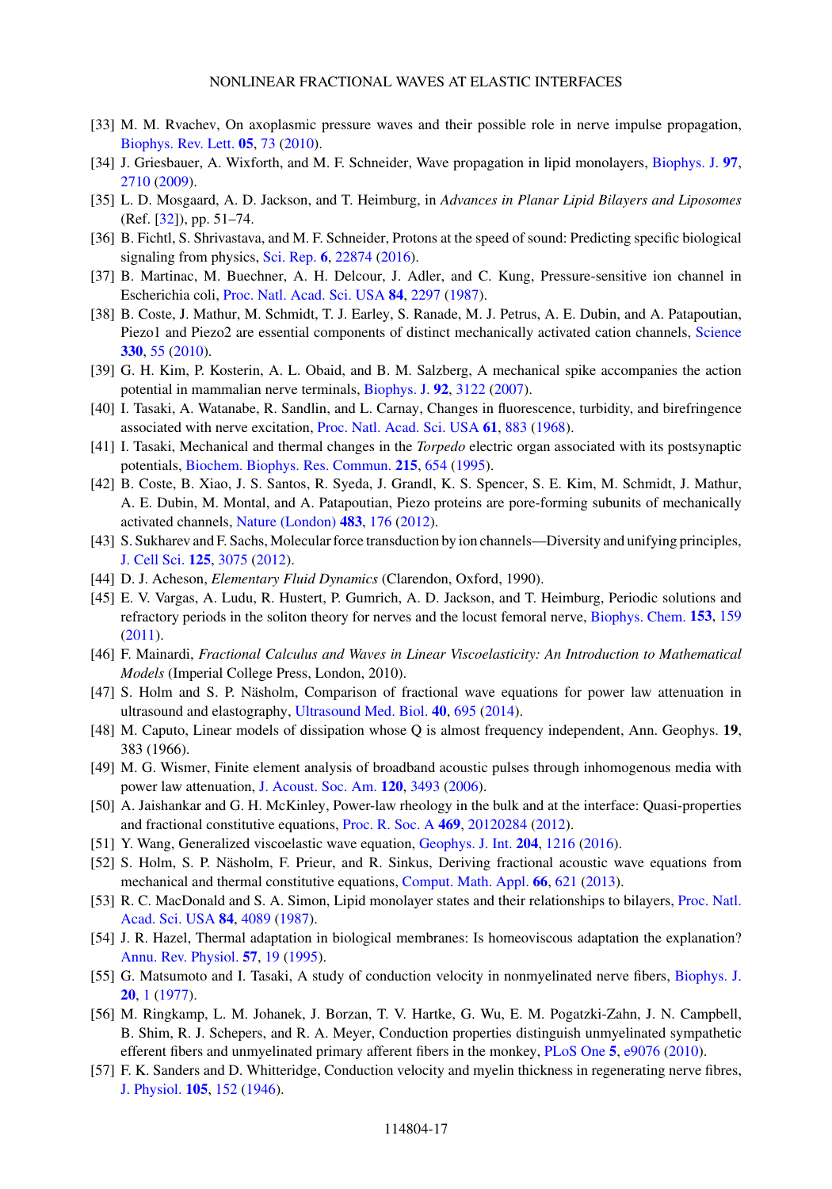[33] M. M. Rvachev, On axoplasmic pressure waves and their possible role in nerve impulse propagation, Biophys. Rev. Lett. **05**, 73 (2010).

[34] J. Griesbauer, A. Wixforth, and M. F. Schneider, Wave propagation in lipid monolayers, Biophys. J. **97**, 2710 (2009).

[35] L. D. Mosgaard, A. D. Jackson, and T. Heimburg, in *Advances in Planar Lipid Bilayers and Liposomes* (Ref. [32]), pp. 51–74.

[36] B. Fichtl, S. Shrivastava, and M. F. Schneider, Protons at the speed of sound: Predicting specific biological signaling from physics, Sci. Rep. **6**, 22874 (2016).

[37] B. Martinac, M. Buechner, A. H. Delcour, J. Adler, and C. Kung, Pressure-sensitive ion channel in Escherichia coli, Proc. Natl. Acad. Sci. USA **84**, 2297 (1987).

[38] B. Coste, J. Mathur, M. Schmidt, T. J. Earley, S. Ranade, M. J. Petrus, A. E. Dubin, and A. Patapoutian, Piezo1 and Piezo2 are essential components of distinct mechanically activated cation channels, Science **330**, 55 (2010).

[39] G. H. Kim, P. Kosterin, A. L. Obaid, and B. M. Salzberg, A mechanical spike accompanies the action potential in mammalian nerve terminals, Biophys. J. **92**, 3122 (2007).

[40] I. Tasaki, A. Watanabe, R. Sandlin, and L. Carnay, Changes in fluorescence, turbidity, and birefringence associated with nerve excitation, Proc. Natl. Acad. Sci. USA **61**, 883 (1968).

[41] I. Tasaki, Mechanical and thermal changes in the *Torpedo* electric organ associated with its postsynaptic potentials, Biochem. Biophys. Res. Commun. **215**, 654 (1995).

[42] B. Coste, B. Xiao, J. S. Santos, R. Syeda, J. Grandl, K. S. Spencer, S. E. Kim, M. Schmidt, J. Mathur, A. E. Dubin, M. Montal, and A. Patapoutian, Piezo proteins are pore-forming subunits of mechanically activated channels, Nature (London) **483**, 176 (2012).

[43] S. Sukharev and F. Sachs, Molecular force transduction by ion channels—Diversity and unifying principles, J. Cell Sci. **125**, 3075 (2012).

[44] D. J. Acheson, *Elementary Fluid Dynamics* (Clarendon, Oxford, 1990).

[45] E. V. Vargas, A. Ludu, R. Hustert, P. Gumrich, A. D. Jackson, and T. Heimburg, Periodic solutions and refractory periods in the soliton theory for nerves and the locust femoral nerve, Biophys. Chem. **153**, 159 (2011).

[46] F. Mainardi, *Fractional Calculus and Waves in Linear Viscoelasticity: An Introduction to Mathematical Models* (Imperial College Press, London, 2010).

[47] S. Holm and S. P. Näsholm, Comparison of fractional wave equations for power law attenuation in ultrasound and elastography, Ultrasound Med. Biol. **40**, 695 (2014).

[48] M. Caputo, Linear models of dissipation whose Q is almost frequency independent, Ann. Geophys. **19**, 383 (1966).

[49] M. G. Wismer, Finite element analysis of broadband acoustic pulses through inhomogenous media with power law attenuation, J. Acoust. Soc. Am. **120**, 3493 (2006).

[50] A. Jaishankar and G. H. McKinley, Power-law rheology in the bulk and at the interface: Quasi-properties and fractional constitutive equations, Proc. R. Soc. A **469**, 20120284 (2012).

[51] Y. Wang, Generalized viscoelastic wave equation, Geophys. J. Int. **204**, 1216 (2016).

[52] S. Holm, S. P. Näsholm, F. Prieur, and R. Sinkus, Deriving fractional acoustic wave equations from mechanical and thermal constitutive equations, Comput. Math. Appl. **66**, 621 (2013).

[53] R. C. MacDonald and S. A. Simon, Lipid monolayer states and their relationships to bilayers, Proc. Natl. Acad. Sci. USA **84**, 4089 (1987).

[54] J. R. Hazel, Thermal adaptation in biological membranes: Is homeoviscous adaptation the explanation? Annu. Rev. Physiol. **57**, 19 (1995).

[55] G. Matsumoto and I. Tasaki, A study of conduction velocity in nonmyelinated nerve fibers, Biophys. J. **20**, 1 (1977).

[56] M. Ringkamp, L. M. Johanek, J. Borzan, T. V. Hartke, G. Wu, E. M. Pogatzki-Zahn, J. N. Campbell, B. Shim, R. J. Schepers, and R. A. Meyer, Conduction properties distinguish unmyelinated sympathetic efferent fibers and unmyelinated primary afferent fibers in the monkey, PLoS One **5**, e9076 (2010).

[57] F. K. Sanders and D. Whitteridge, Conduction velocity and myelin thickness in regenerating nerve fibres, J. Physiol. **105**, 152 (1946).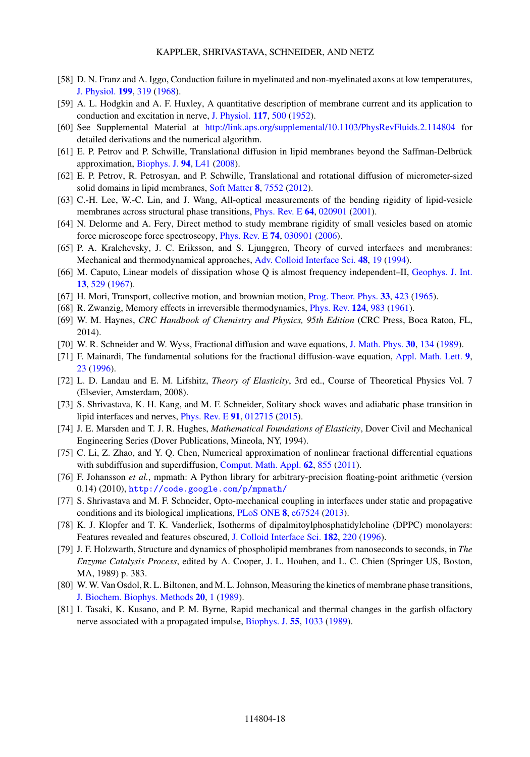[58] D. N. Franz and A. Iggo, Conduction failure in myelinated and non-myelinated axons at low temperatures, J. Physiol. **199**, 319 (1968).

[59] A. L. Hodgkin and A. F. Huxley, A quantitative description of membrane current and its application to conduction and excitation in nerve, J. Physiol. **117**, 500 (1952).

[60] See Supplemental Material at http://link.aps.org/supplemental/10.1103/PhysRevFluids.2.114804 for detailed derivations and the numerical algorithm.

[61] E. P. Petrov and P. Schwille, Translational diffusion in lipid membranes beyond the Saffman-Delbrück approximation, Biophys. J. **94**, L41 (2008).

[62] E. P. Petrov, R. Petrosyan, and P. Schwille, Translational and rotational diffusion of micrometer-sized solid domains in lipid membranes, Soft Matter **8**, 7552 (2012).

[63] C.-H. Lee, W.-C. Lin, and J. Wang, All-optical measurements of the bending rigidity of lipid-vesicle membranes across structural phase transitions, Phys. Rev. E **64**, 020901 (2001).

[64] N. Delorme and A. Fery, Direct method to study membrane rigidity of small vesicles based on atomic force microscope force spectroscopy, Phys. Rev. E **74**, 030901 (2006).

[65] P. A. Kralchevsky, J. C. Eriksson, and S. Ljunggren, Theory of curved interfaces and membranes: Mechanical and thermodynamical approaches, Adv. Colloid Interface Sci. **48**, 19 (1994).

[66] M. Caputo, Linear models of dissipation whose Q is almost frequency independent–II, Geophys. J. Int. **13**, 529 (1967).

[67] H. Mori, Transport, collective motion, and brownian motion, Prog. Theor. Phys. **33**, 423 (1965).

[68] R. Zwanzig, Memory effects in irreversible thermodynamics, Phys. Rev. **124**, 983 (1961).

[69] W. M. Haynes, *CRC Handbook of Chemistry and Physics, 95th Edition* (CRC Press, Boca Raton, FL, 2014).

[70] W. R. Schneider and W. Wyss, Fractional diffusion and wave equations, J. Math. Phys. **30**, 134 (1989).

[71] F. Mainardi, The fundamental solutions for the fractional diffusion-wave equation, Appl. Math. Lett. **9**, 23 (1996).

[72] L. D. Landau and E. M. Lifshitz, *Theory of Elasticity*, 3rd ed., Course of Theoretical Physics Vol. 7 (Elsevier, Amsterdam, 2008).

[73] S. Shrivastava, K. H. Kang, and M. F. Schneider, Solitary shock waves and adiabatic phase transition in lipid interfaces and nerves, Phys. Rev. E **91**, 012715 (2015).

[74] J. E. Marsden and T. J. R. Hughes, *Mathematical Foundations of Elasticity*, Dover Civil and Mechanical Engineering Series (Dover Publications, Mineola, NY, 1994).

[75] C. Li, Z. Zhao, and Y. Q. Chen, Numerical approximation of nonlinear fractional differential equations with subdiffusion and superdiffusion, Comput. Math. Appl. **62**, 855 (2011).

[76] F. Johansson *et al.*, mpmath: A Python library for arbitrary-precision floating-point arithmetic (version 0.14) (2010), http://code.google.com/p/mpmath/

[77] S. Shrivastava and M. F. Schneider, Opto-mechanical coupling in interfaces under static and propagative conditions and its biological implications, PLoS ONE **8**, e67524 (2013).

[78] K. J. Klopfer and T. K. Vanderlick, Isotherms of dipalmitoylphosphatidylcholine (DPPC) monolayers: Features revealed and features obscured, J. Colloid Interface Sci. **182**, 220 (1996).

[79] J. F. Holzwarth, Structure and dynamics of phospholipid membranes from nanoseconds to seconds, in *The Enzyme Catalysis Process*, edited by A. Cooper, J. L. Houben, and L. C. Chien (Springer US, Boston, MA, 1989) p. 383.

[80] W. W. Van Osdol, R. L. Biltonen, and M. L. Johnson, Measuring the kinetics of membrane phase transitions, J. Biochem. Biophys. Methods **20**, 1 (1989).

[81] I. Tasaki, K. Kusano, and P. M. Byrne, Rapid mechanical and thermal changes in the garfish olfactory nerve associated with a propagated impulse, Biophys. J. **55**, 1033 (1989).